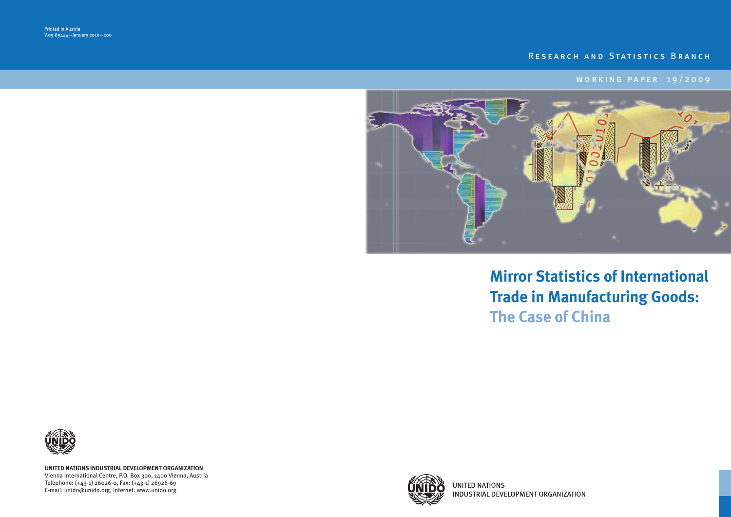Printed in Austria
V.09-89444—January 2010—200

RESEARCH AND STATISTICS BRANCH

WORKING PAPER 19/2009

# Mirror Statistics of International Trade in Manufacturing Goods: The Case of China

**UNITED NATIONS INDUSTRIAL DEVELOPMENT ORGANIZATION**
Vienna International Centre, P.O. Box 300, 1400 Vienna, Austria
Telephone: (+43-1) 26026-0, Fax: (+43-1) 26926-69
E-mail: unido@unido.org, Internet: www.unido.org

UNITED NATIONS
INDUSTRIAL DEVELOPMENT ORGANIZATION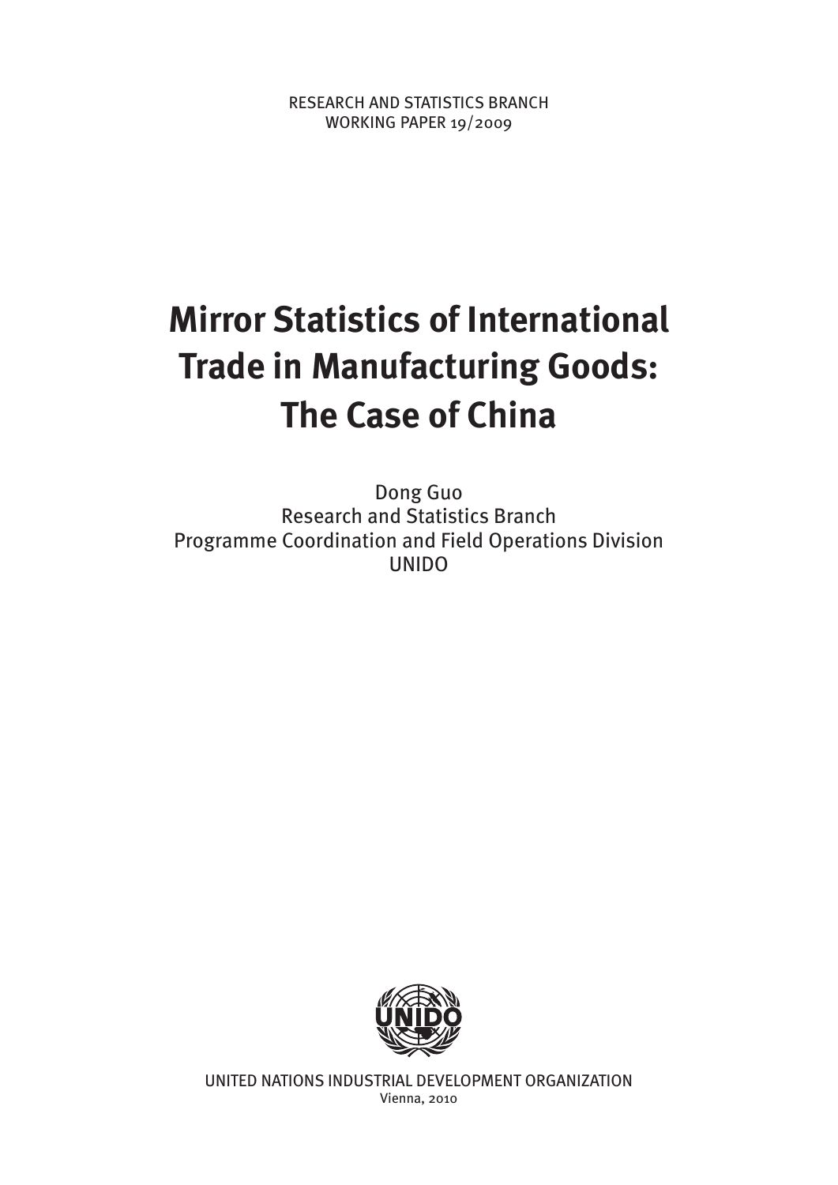RESEARCH AND STATISTICS BRANCH
WORKING PAPER 19/2009

# Mirror Statistics of International Trade in Manufacturing Goods: The Case of China

Dong Guo
Research and Statistics Branch
Programme Coordination and Field Operations Division
UNIDO

UNITED NATIONS INDUSTRIAL DEVELOPMENT ORGANIZATION
Vienna, 2010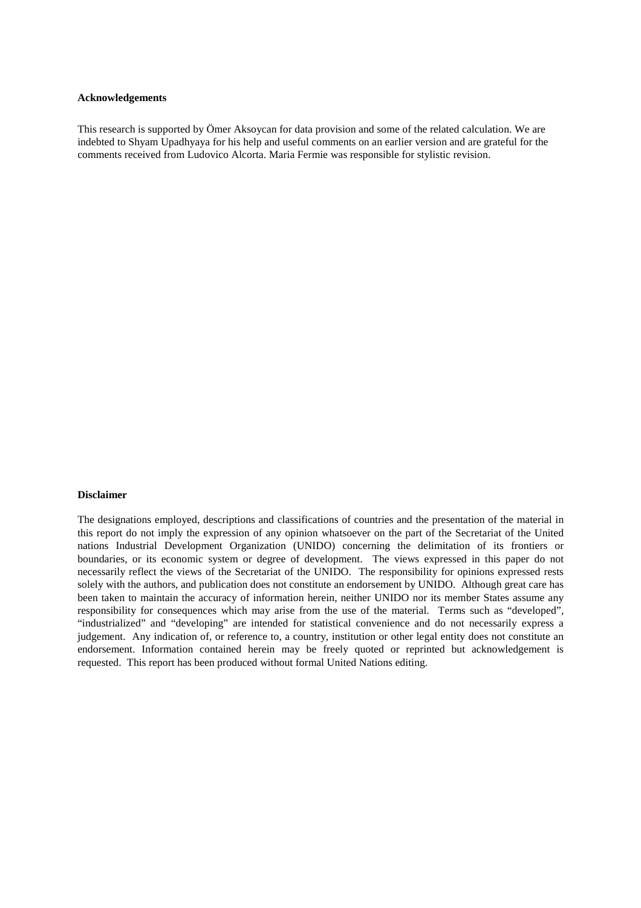**Acknowledgements**

This research is supported by Ömer Aksoycan for data provision and some of the related calculation. We are indebted to Shyam Upadhyaya for his help and useful comments on an earlier version and are grateful for the comments received from Ludovico Alcorta. Maria Fermie was responsible for stylistic revision.

**Disclaimer**

The designations employed, descriptions and classifications of countries and the presentation of the material in this report do not imply the expression of any opinion whatsoever on the part of the Secretariat of the United nations Industrial Development Organization (UNIDO) concerning the delimitation of its frontiers or boundaries, or its economic system or degree of development. The views expressed in this paper do not necessarily reflect the views of the Secretariat of the UNIDO. The responsibility for opinions expressed rests solely with the authors, and publication does not constitute an endorsement by UNIDO. Although great care has been taken to maintain the accuracy of information herein, neither UNIDO nor its member States assume any responsibility for consequences which may arise from the use of the material. Terms such as "developed", "industrialized" and "developing" are intended for statistical convenience and do not necessarily express a judgement. Any indication of, or reference to, a country, institution or other legal entity does not constitute an endorsement. Information contained herein may be freely quoted or reprinted but acknowledgement is requested. This report has been produced without formal United Nations editing.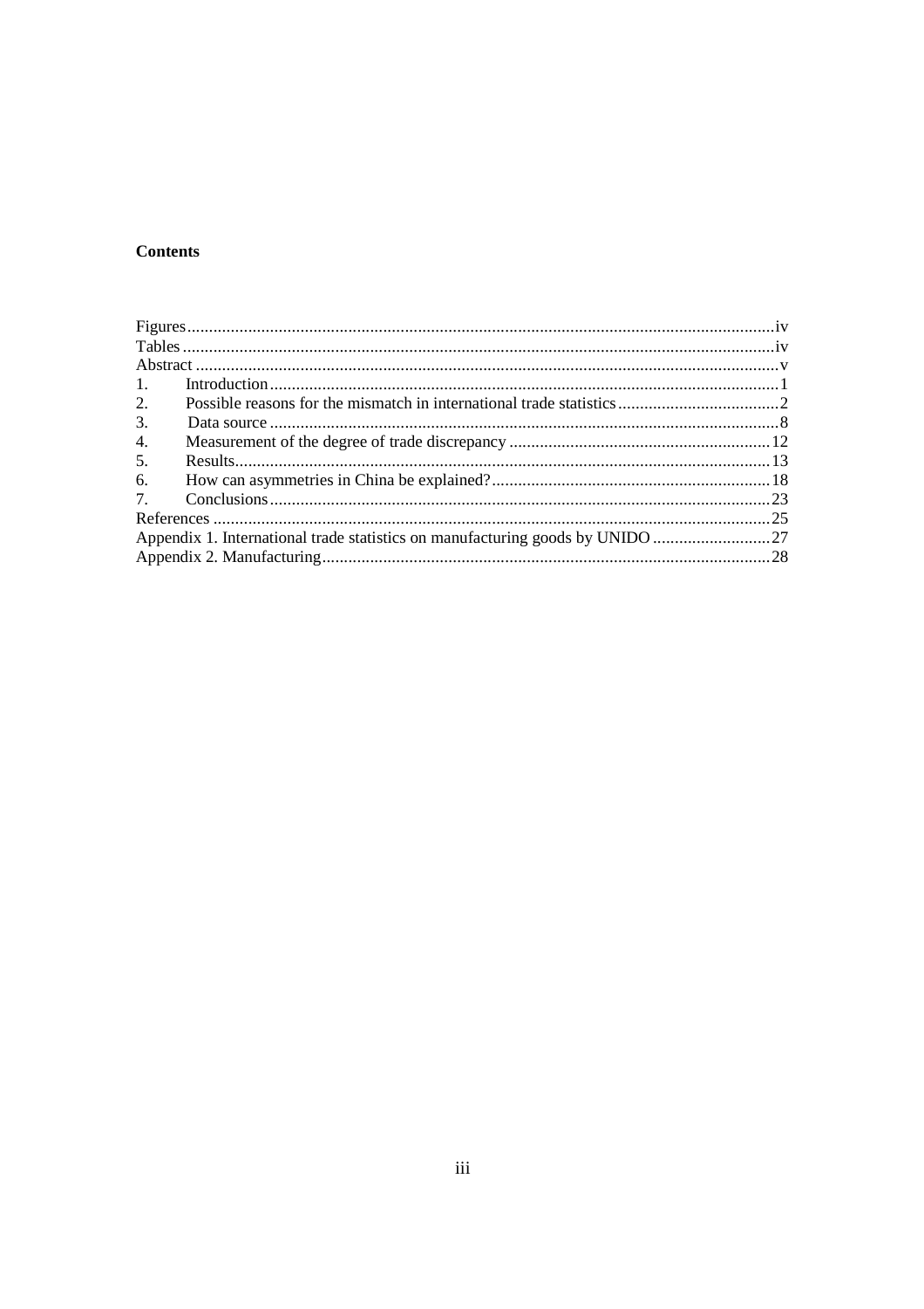**Contents**

| | |
|---|---|
| Figures | iv |
| Tables | iv |
| Abstract | v |
| 1. Introduction | 1 |
| 2. Possible reasons for the mismatch in international trade statistics | 2 |
| 3. Data source | 8 |
| 4. Measurement of the degree of trade discrepancy | 12 |
| 5. Results | 13 |
| 6. How can asymmetries in China be explained? | 18 |
| 7. Conclusions | 23 |
| References | 25 |
| Appendix 1. International trade statistics on manufacturing goods by UNIDO | 27 |
| Appendix 2. Manufacturing | 28 |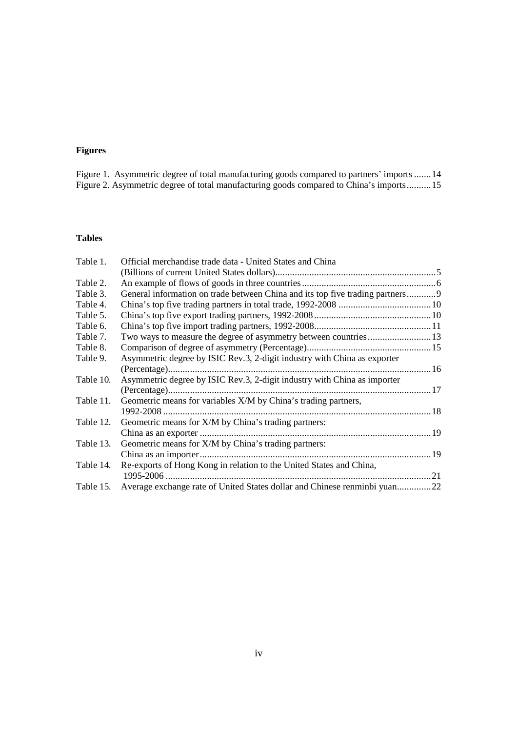**Figures**

Figure 1. Asymmetric degree of total manufacturing goods compared to partners' imports .......14
Figure 2. Asymmetric degree of total manufacturing goods compared to China's imports..........15

**Tables**

Table 1. Official merchandise trade data - United States and China (Billions of current United States dollars)..................................................................5
Table 2. An example of flows of goods in three countries.......................................................6
Table 3. General information on trade between China and its top five trading partners............9
Table 4. China's top five trading partners in total trade, 1992-2008 ......................................10
Table 5. China's top five export trading partners, 1992-2008................................................10
Table 6. China's top five import trading partners, 1992-2008................................................11
Table 7. Two ways to measure the degree of asymmetry between countries..........................13
Table 8. Comparison of degree of asymmetry (Percentage)...................................................15
Table 9. Asymmetric degree by ISIC Rev.3, 2-digit industry with China as exporter (Percentage)...........................................................................................................16
Table 10. Asymmetric degree by ISIC Rev.3, 2-digit industry with China as importer (Percentage)...........................................................................................................17
Table 11. Geometric means for variables X/M by China's trading partners, 1992-2008 .............................................................................................................18
Table 12. Geometric means for X/M by China's trading partners: China as an exporter ...............................................................................................19
Table 13. Geometric means for X/M by China's trading partners: China as an importer...............................................................................................19
Table 14. Re-exports of Hong Kong in relation to the United States and China, 1995-2006 .............................................................................................................21
Table 15. Average exchange rate of United States dollar and Chinese renminbi yuan..............22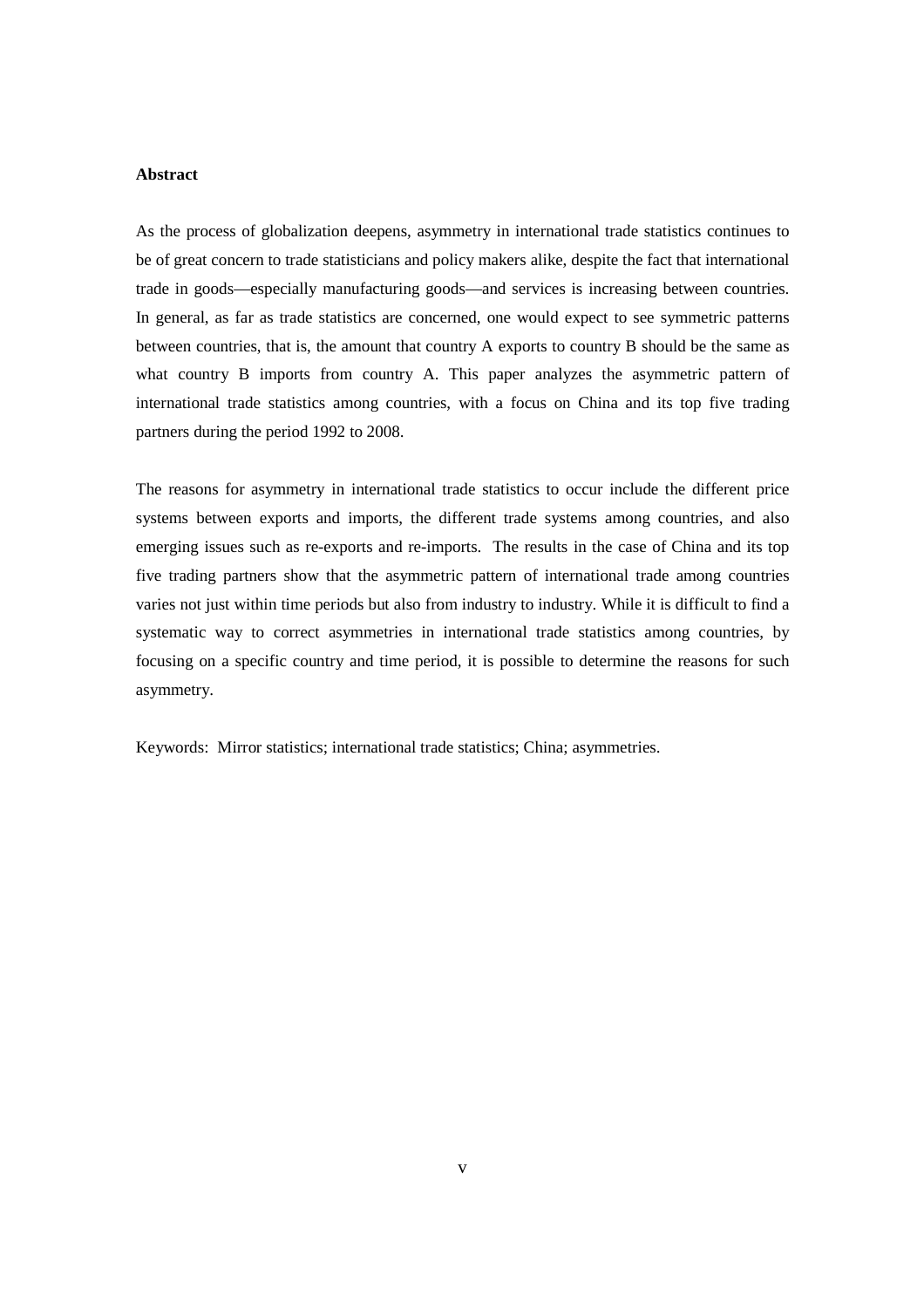**Abstract**

As the process of globalization deepens, asymmetry in international trade statistics continues to be of great concern to trade statisticians and policy makers alike, despite the fact that international trade in goods—especially manufacturing goods—and services is increasing between countries. In general, as far as trade statistics are concerned, one would expect to see symmetric patterns between countries, that is, the amount that country A exports to country B should be the same as what country B imports from country A. This paper analyzes the asymmetric pattern of international trade statistics among countries, with a focus on China and its top five trading partners during the period 1992 to 2008.

The reasons for asymmetry in international trade statistics to occur include the different price systems between exports and imports, the different trade systems among countries, and also emerging issues such as re-exports and re-imports. The results in the case of China and its top five trading partners show that the asymmetric pattern of international trade among countries varies not just within time periods but also from industry to industry. While it is difficult to find a systematic way to correct asymmetries in international trade statistics among countries, by focusing on a specific country and time period, it is possible to determine the reasons for such asymmetry.

Keywords: Mirror statistics; international trade statistics; China; asymmetries.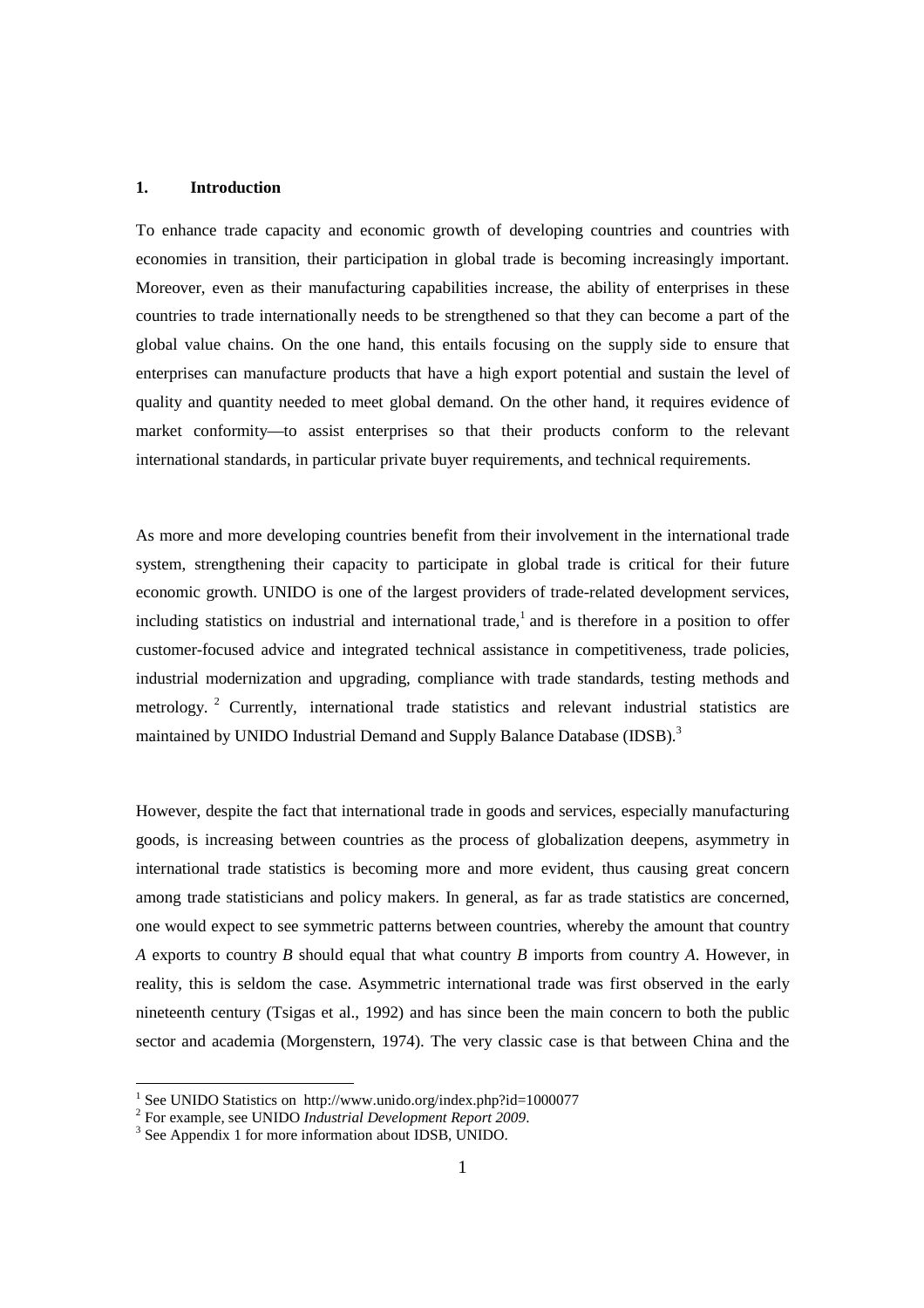## 1. Introduction

To enhance trade capacity and economic growth of developing countries and countries with economies in transition, their participation in global trade is becoming increasingly important. Moreover, even as their manufacturing capabilities increase, the ability of enterprises in these countries to trade internationally needs to be strengthened so that they can become a part of the global value chains. On the one hand, this entails focusing on the supply side to ensure that enterprises can manufacture products that have a high export potential and sustain the level of quality and quantity needed to meet global demand. On the other hand, it requires evidence of market conformity—to assist enterprises so that their products conform to the relevant international standards, in particular private buyer requirements, and technical requirements.

As more and more developing countries benefit from their involvement in the international trade system, strengthening their capacity to participate in global trade is critical for their future economic growth. UNIDO is one of the largest providers of trade-related development services, including statistics on industrial and international trade,[1] and is therefore in a position to offer customer-focused advice and integrated technical assistance in competitiveness, trade policies, industrial modernization and upgrading, compliance with trade standards, testing methods and metrology.[2] Currently, international trade statistics and relevant industrial statistics are maintained by UNIDO Industrial Demand and Supply Balance Database (IDSB).[3]

However, despite the fact that international trade in goods and services, especially manufacturing goods, is increasing between countries as the process of globalization deepens, asymmetry in international trade statistics is becoming more and more evident, thus causing great concern among trade statisticians and policy makers. In general, as far as trade statistics are concerned, one would expect to see symmetric patterns between countries, whereby the amount that country *A* exports to country *B* should equal that what country *B* imports from country *A*. However, in reality, this is seldom the case. Asymmetric international trade was first observed in the early nineteenth century (Tsigas et al., 1992) and has since been the main concern to both the public sector and academia (Morgenstern, 1974). The very classic case is that between China and the

[1] See UNIDO Statistics on http://www.unido.org/index.php?id=1000077

[2] For example, see UNIDO *Industrial Development Report 2009*.

[3] See Appendix 1 for more information about IDSB, UNIDO.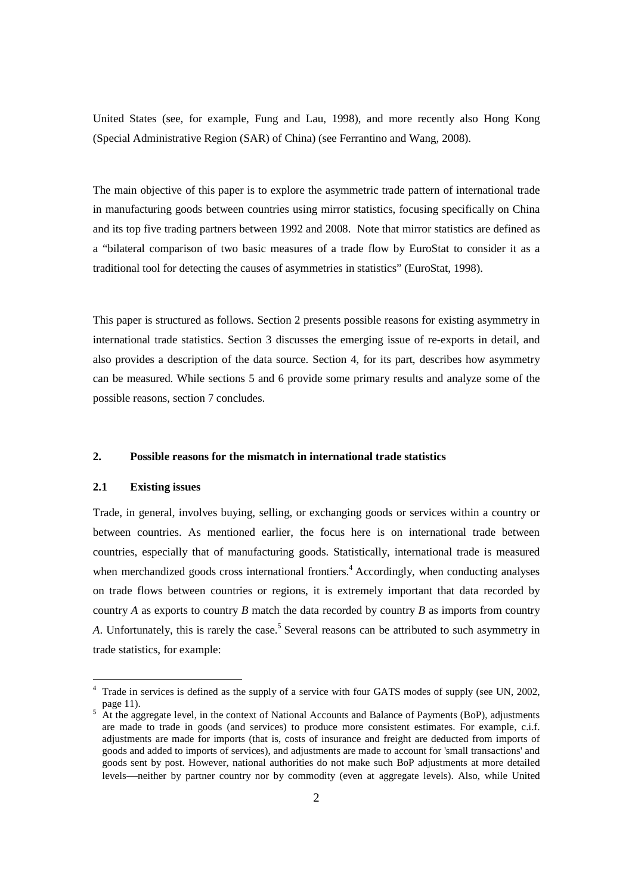United States (see, for example, Fung and Lau, 1998), and more recently also Hong Kong (Special Administrative Region (SAR) of China) (see Ferrantino and Wang, 2008).

The main objective of this paper is to explore the asymmetric trade pattern of international trade in manufacturing goods between countries using mirror statistics, focusing specifically on China and its top five trading partners between 1992 and 2008. Note that mirror statistics are defined as a "bilateral comparison of two basic measures of a trade flow by EuroStat to consider it as a traditional tool for detecting the causes of asymmetries in statistics" (EuroStat, 1998).

This paper is structured as follows. Section 2 presents possible reasons for existing asymmetry in international trade statistics. Section 3 discusses the emerging issue of re-exports in detail, and also provides a description of the data source. Section 4, for its part, describes how asymmetry can be measured. While sections 5 and 6 provide some primary results and analyze some of the possible reasons, section 7 concludes.

## 2. Possible reasons for the mismatch in international trade statistics

### 2.1 Existing issues

Trade, in general, involves buying, selling, or exchanging goods or services within a country or between countries. As mentioned earlier, the focus here is on international trade between countries, especially that of manufacturing goods. Statistically, international trade is measured when merchandized goods cross international frontiers.[4] Accordingly, when conducting analyses on trade flows between countries or regions, it is extremely important that data recorded by country *A* as exports to country *B* match the data recorded by country *B* as imports from country *A*. Unfortunately, this is rarely the case.[5] Several reasons can be attributed to such asymmetry in trade statistics, for example:

---

[4] Trade in services is defined as the supply of a service with four GATS modes of supply (see UN, 2002, page 11).

[5] At the aggregate level, in the context of National Accounts and Balance of Payments (BoP), adjustments are made to trade in goods (and services) to produce more consistent estimates. For example, c.i.f. adjustments are made for imports (that is, costs of insurance and freight are deducted from imports of goods and added to imports of services), and adjustments are made to account for 'small transactions' and goods sent by post. However, national authorities do not make such BoP adjustments at more detailed levels—neither by partner country nor by commodity (even at aggregate levels). Also, while United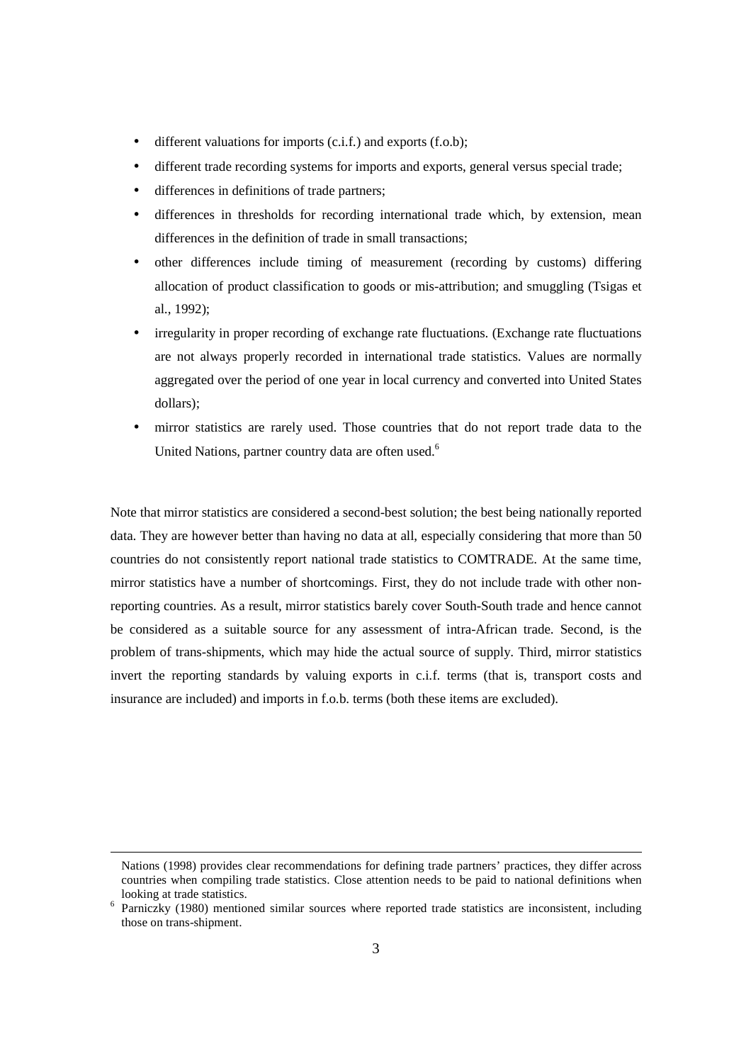- different valuations for imports (c.i.f.) and exports (f.o.b);
- different trade recording systems for imports and exports, general versus special trade;
- differences in definitions of trade partners;
- differences in thresholds for recording international trade which, by extension, mean differences in the definition of trade in small transactions;
- other differences include timing of measurement (recording by customs) differing allocation of product classification to goods or mis-attribution; and smuggling (Tsigas et al., 1992);
- irregularity in proper recording of exchange rate fluctuations. (Exchange rate fluctuations are not always properly recorded in international trade statistics. Values are normally aggregated over the period of one year in local currency and converted into United States dollars);
- mirror statistics are rarely used. Those countries that do not report trade data to the United Nations, partner country data are often used.[6]

Note that mirror statistics are considered a second-best solution; the best being nationally reported data. They are however better than having no data at all, especially considering that more than 50 countries do not consistently report national trade statistics to COMTRADE. At the same time, mirror statistics have a number of shortcomings. First, they do not include trade with other non-reporting countries. As a result, mirror statistics barely cover South-South trade and hence cannot be considered as a suitable source for any assessment of intra-African trade. Second, is the problem of trans-shipments, which may hide the actual source of supply. Third, mirror statistics invert the reporting standards by valuing exports in c.i.f. terms (that is, transport costs and insurance are included) and imports in f.o.b. terms (both these items are excluded).

---

Nations (1998) provides clear recommendations for defining trade partners' practices, they differ across countries when compiling trade statistics. Close attention needs to be paid to national definitions when looking at trade statistics.

[6] Parniczky (1980) mentioned similar sources where reported trade statistics are inconsistent, including those on trans-shipment.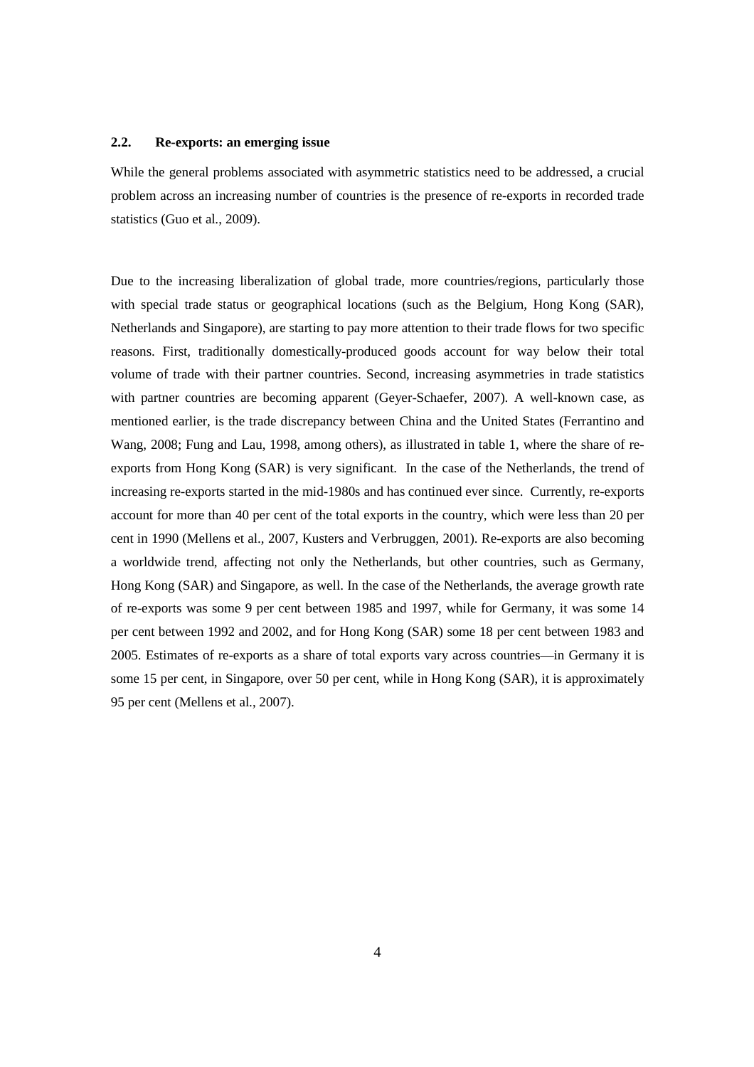### 2.2. Re-exports: an emerging issue

While the general problems associated with asymmetric statistics need to be addressed, a crucial problem across an increasing number of countries is the presence of re-exports in recorded trade statistics (Guo et al., 2009).

Due to the increasing liberalization of global trade, more countries/regions, particularly those with special trade status or geographical locations (such as the Belgium, Hong Kong (SAR), Netherlands and Singapore), are starting to pay more attention to their trade flows for two specific reasons. First, traditionally domestically-produced goods account for way below their total volume of trade with their partner countries. Second, increasing asymmetries in trade statistics with partner countries are becoming apparent (Geyer-Schaefer, 2007). A well-known case, as mentioned earlier, is the trade discrepancy between China and the United States (Ferrantino and Wang, 2008; Fung and Lau, 1998, among others), as illustrated in table 1, where the share of re-exports from Hong Kong (SAR) is very significant. In the case of the Netherlands, the trend of increasing re-exports started in the mid-1980s and has continued ever since. Currently, re-exports account for more than 40 per cent of the total exports in the country, which were less than 20 per cent in 1990 (Mellens et al., 2007, Kusters and Verbruggen, 2001). Re-exports are also becoming a worldwide trend, affecting not only the Netherlands, but other countries, such as Germany, Hong Kong (SAR) and Singapore, as well. In the case of the Netherlands, the average growth rate of re-exports was some 9 per cent between 1985 and 1997, while for Germany, it was some 14 per cent between 1992 and 2002, and for Hong Kong (SAR) some 18 per cent between 1983 and 2005. Estimates of re-exports as a share of total exports vary across countries—in Germany it is some 15 per cent, in Singapore, over 50 per cent, while in Hong Kong (SAR), it is approximately 95 per cent (Mellens et al., 2007).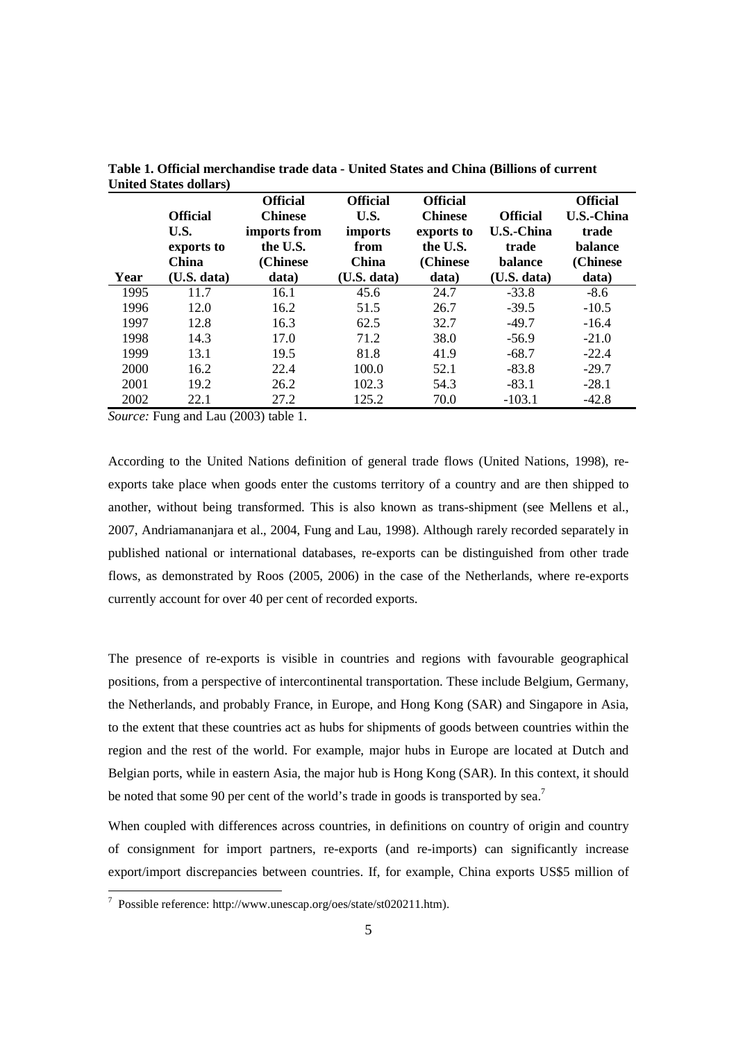**Table 1. Official merchandise trade data - United States and China (Billions of current United States dollars)**

| Year | Official U.S. exports to China (U.S. data) | Official Chinese imports from the U.S. (Chinese data) | Official U.S. imports from China (U.S. data) | Official Chinese exports to the U.S. (Chinese data) | Official U.S.-China trade balance (U.S. data) | Official U.S.-China trade balance (Chinese data) |
|---|---|---|---|---|---|---|
| 1995 | 11.7 | 16.1 | 45.6 | 24.7 | -33.8 | -8.6 |
| 1996 | 12.0 | 16.2 | 51.5 | 26.7 | -39.5 | -10.5 |
| 1997 | 12.8 | 16.3 | 62.5 | 32.7 | -49.7 | -16.4 |
| 1998 | 14.3 | 17.0 | 71.2 | 38.0 | -56.9 | -21.0 |
| 1999 | 13.1 | 19.5 | 81.8 | 41.9 | -68.7 | -22.4 |
| 2000 | 16.2 | 22.4 | 100.0 | 52.1 | -83.8 | -29.7 |
| 2001 | 19.2 | 26.2 | 102.3 | 54.3 | -83.1 | -28.1 |
| 2002 | 22.1 | 27.2 | 125.2 | 70.0 | -103.1 | -42.8 |

*Source:* Fung and Lau (2003) table 1.

According to the United Nations definition of general trade flows (United Nations, 1998), re-exports take place when goods enter the customs territory of a country and are then shipped to another, without being transformed. This is also known as trans-shipment (see Mellens et al., 2007, Andriamananjara et al., 2004, Fung and Lau, 1998). Although rarely recorded separately in published national or international databases, re-exports can be distinguished from other trade flows, as demonstrated by Roos (2005, 2006) in the case of the Netherlands, where re-exports currently account for over 40 per cent of recorded exports.

The presence of re-exports is visible in countries and regions with favourable geographical positions, from a perspective of intercontinental transportation. These include Belgium, Germany, the Netherlands, and probably France, in Europe, and Hong Kong (SAR) and Singapore in Asia, to the extent that these countries act as hubs for shipments of goods between countries within the region and the rest of the world. For example, major hubs in Europe are located at Dutch and Belgian ports, while in eastern Asia, the major hub is Hong Kong (SAR). In this context, it should be noted that some 90 per cent of the world's trade in goods is transported by sea.[7]

When coupled with differences across countries, in definitions on country of origin and country of consignment for import partners, re-exports (and re-imports) can significantly increase export/import discrepancies between countries. If, for example, China exports US$5 million of

[7] Possible reference: http://www.unescap.org/oes/state/st020211.htm).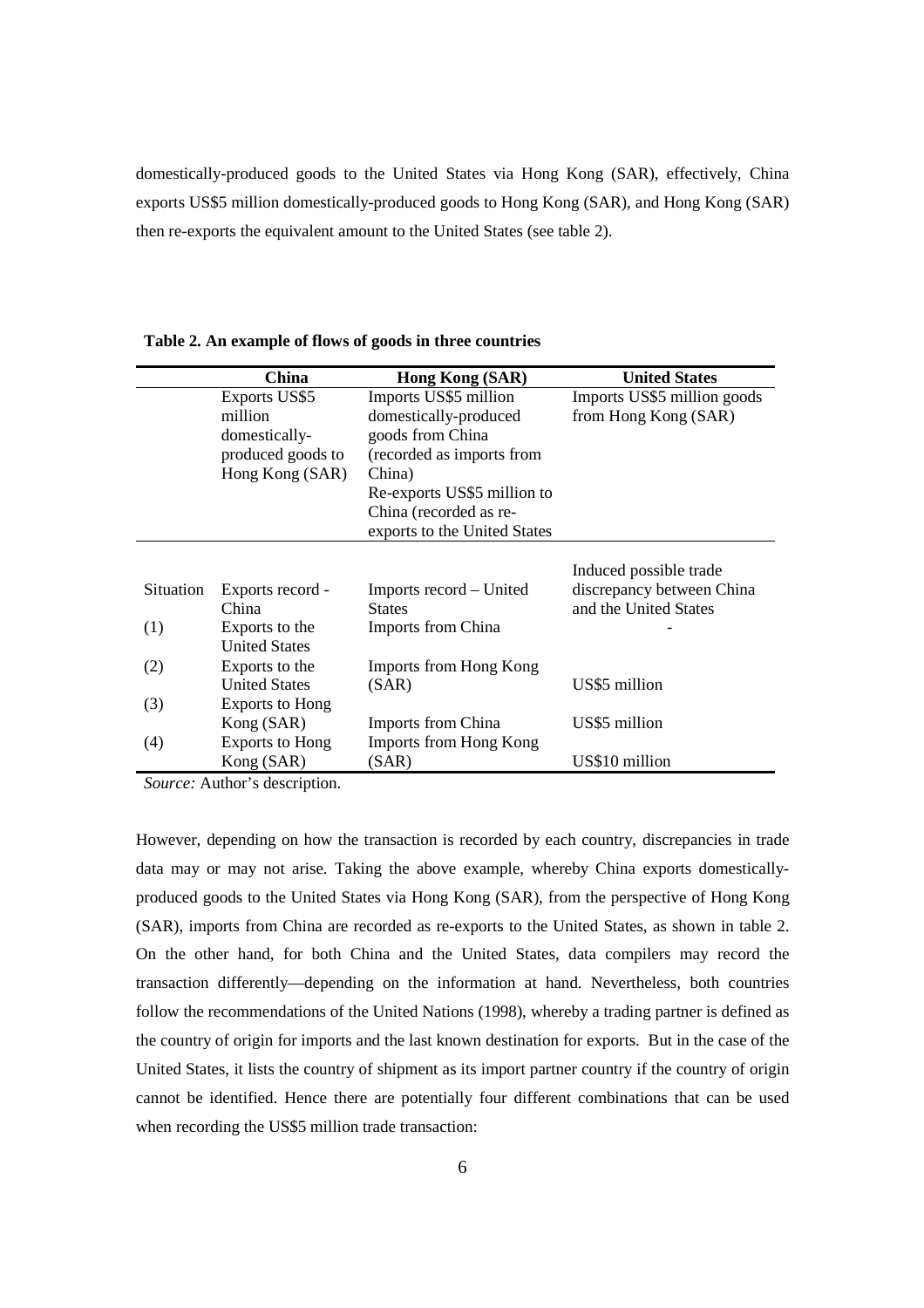domestically-produced goods to the United States via Hong Kong (SAR), effectively, China exports US$5 million domestically-produced goods to Hong Kong (SAR), and Hong Kong (SAR) then re-exports the equivalent amount to the United States (see table 2).

**Table 2. An example of flows of goods in three countries**

| | China | Hong Kong (SAR) | United States |
|---|---|---|---|
| | Exports US$5 million domestically-produced goods to Hong Kong (SAR) | Imports US$5 million domestically-produced goods from China (recorded as imports from China) Re-exports US$5 million to China (recorded as re-exports to the United States | Imports US$5 million goods from Hong Kong (SAR) |
| Situation | Exports record - China | Imports record – United States | Induced possible trade discrepancy between China and the United States |
| (1) | Exports to the United States | Imports from China | - |
| (2) | Exports to the United States | Imports from Hong Kong (SAR) | US$5 million |
| (3) | Exports to Hong Kong (SAR) | Imports from China | US$5 million |
| (4) | Exports to Hong Kong (SAR) | Imports from Hong Kong (SAR) | US$10 million |

*Source:* Author's description.

However, depending on how the transaction is recorded by each country, discrepancies in trade data may or may not arise. Taking the above example, whereby China exports domestically-produced goods to the United States via Hong Kong (SAR), from the perspective of Hong Kong (SAR), imports from China are recorded as re-exports to the United States, as shown in table 2. On the other hand, for both China and the United States, data compilers may record the transaction differently—depending on the information at hand. Nevertheless, both countries follow the recommendations of the United Nations (1998), whereby a trading partner is defined as the country of origin for imports and the last known destination for exports. But in the case of the United States, it lists the country of shipment as its import partner country if the country of origin cannot be identified. Hence there are potentially four different combinations that can be used when recording the US$5 million trade transaction: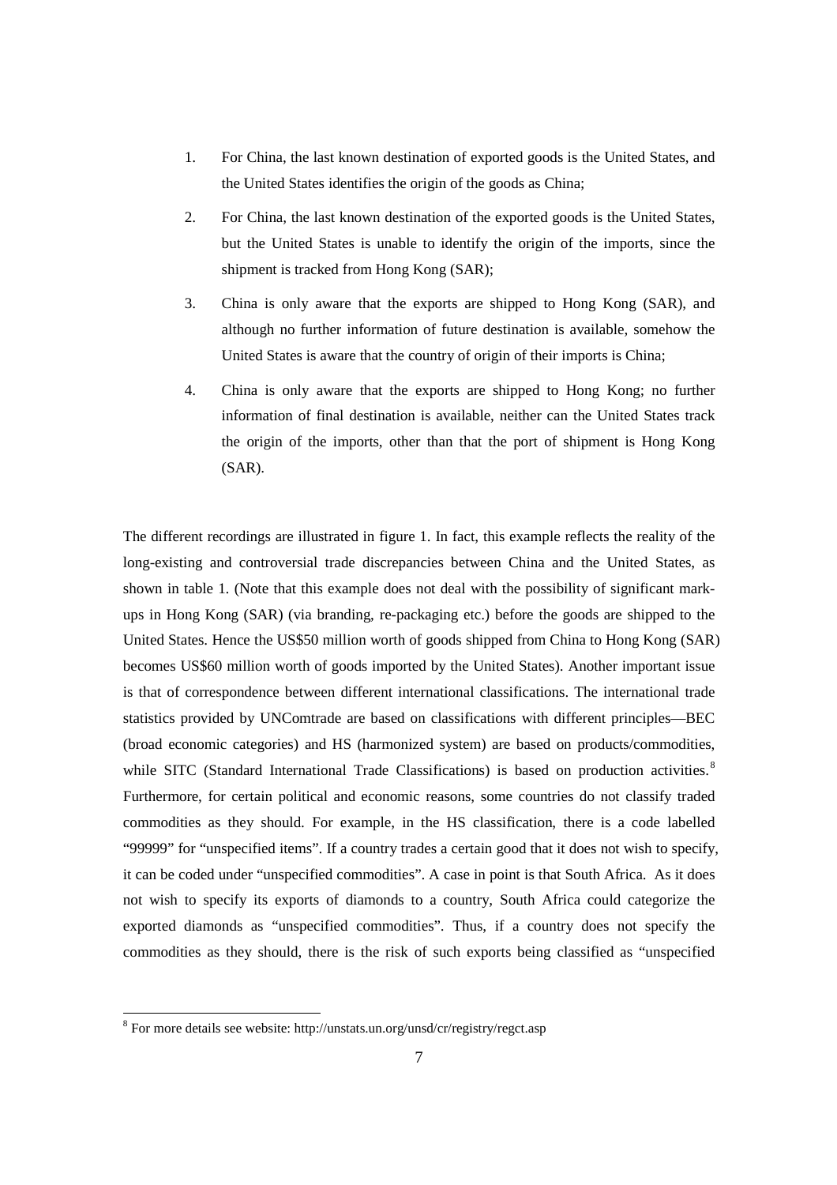1. For China, the last known destination of exported goods is the United States, and the United States identifies the origin of the goods as China;

2. For China, the last known destination of the exported goods is the United States, but the United States is unable to identify the origin of the imports, since the shipment is tracked from Hong Kong (SAR);

3. China is only aware that the exports are shipped to Hong Kong (SAR), and although no further information of future destination is available, somehow the United States is aware that the country of origin of their imports is China;

4. China is only aware that the exports are shipped to Hong Kong; no further information of final destination is available, neither can the United States track the origin of the imports, other than that the port of shipment is Hong Kong (SAR).

The different recordings are illustrated in figure 1. In fact, this example reflects the reality of the long-existing and controversial trade discrepancies between China and the United States, as shown in table 1. (Note that this example does not deal with the possibility of significant mark-ups in Hong Kong (SAR) (via branding, re-packaging etc.) before the goods are shipped to the United States. Hence the US$50 million worth of goods shipped from China to Hong Kong (SAR) becomes US$60 million worth of goods imported by the United States). Another important issue is that of correspondence between different international classifications. The international trade statistics provided by UNComtrade are based on classifications with different principles—BEC (broad economic categories) and HS (harmonized system) are based on products/commodities, while SITC (Standard International Trade Classifications) is based on production activities.[8] Furthermore, for certain political and economic reasons, some countries do not classify traded commodities as they should. For example, in the HS classification, there is a code labelled "99999" for "unspecified items". If a country trades a certain good that it does not wish to specify, it can be coded under "unspecified commodities". A case in point is that South Africa. As it does not wish to specify its exports of diamonds to a country, South Africa could categorize the exported diamonds as "unspecified commodities". Thus, if a country does not specify the commodities as they should, there is the risk of such exports being classified as "unspecified

[8] For more details see website: http://unstats.un.org/unsd/cr/registry/regct.asp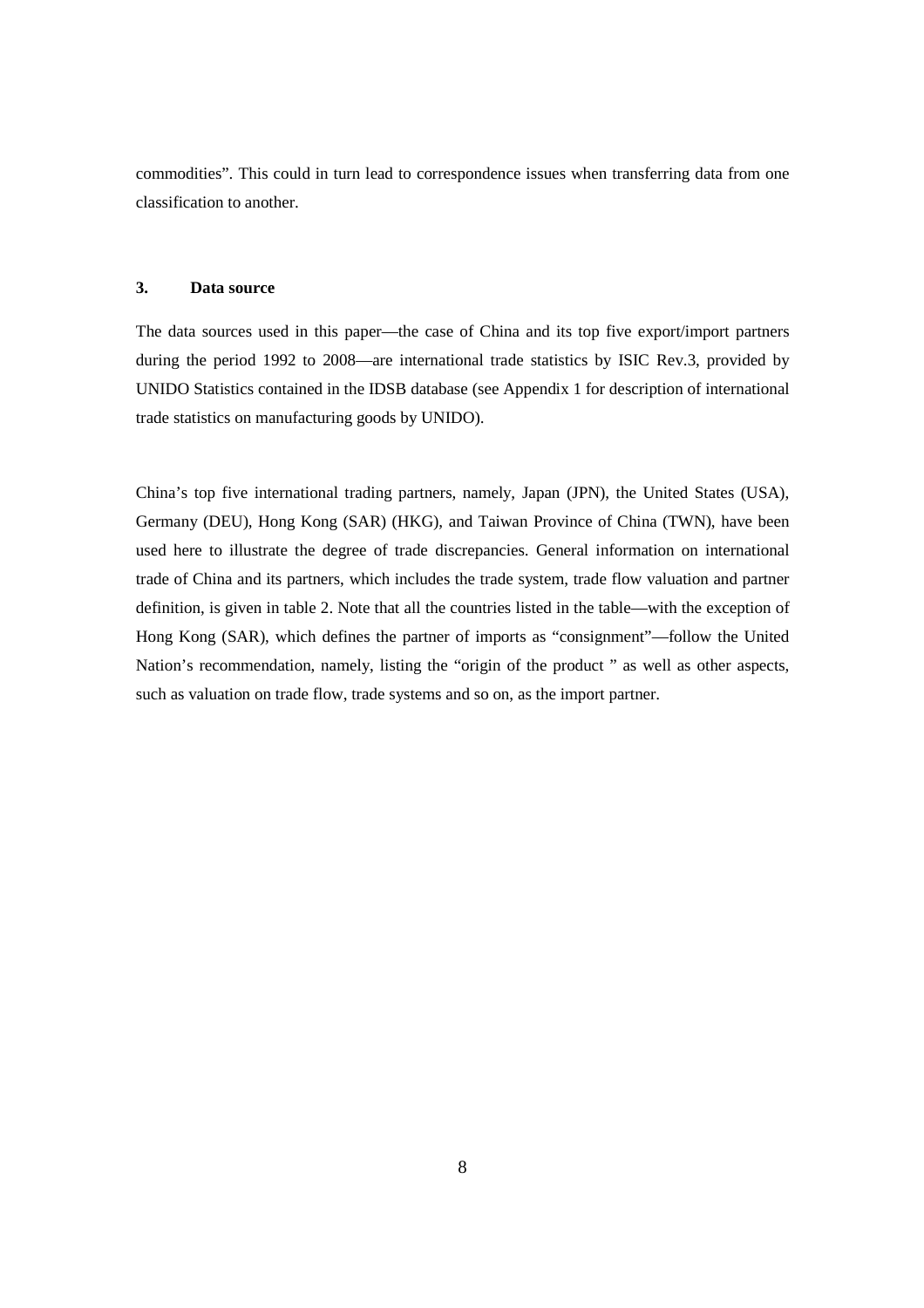commodities". This could in turn lead to correspondence issues when transferring data from one classification to another.

## 3. Data source

The data sources used in this paper—the case of China and its top five export/import partners during the period 1992 to 2008—are international trade statistics by ISIC Rev.3, provided by UNIDO Statistics contained in the IDSB database (see Appendix 1 for description of international trade statistics on manufacturing goods by UNIDO).

China's top five international trading partners, namely, Japan (JPN), the United States (USA), Germany (DEU), Hong Kong (SAR) (HKG), and Taiwan Province of China (TWN), have been used here to illustrate the degree of trade discrepancies. General information on international trade of China and its partners, which includes the trade system, trade flow valuation and partner definition, is given in table 2. Note that all the countries listed in the table—with the exception of Hong Kong (SAR), which defines the partner of imports as "consignment"—follow the United Nation's recommendation, namely, listing the "origin of the product " as well as other aspects, such as valuation on trade flow, trade systems and so on, as the import partner.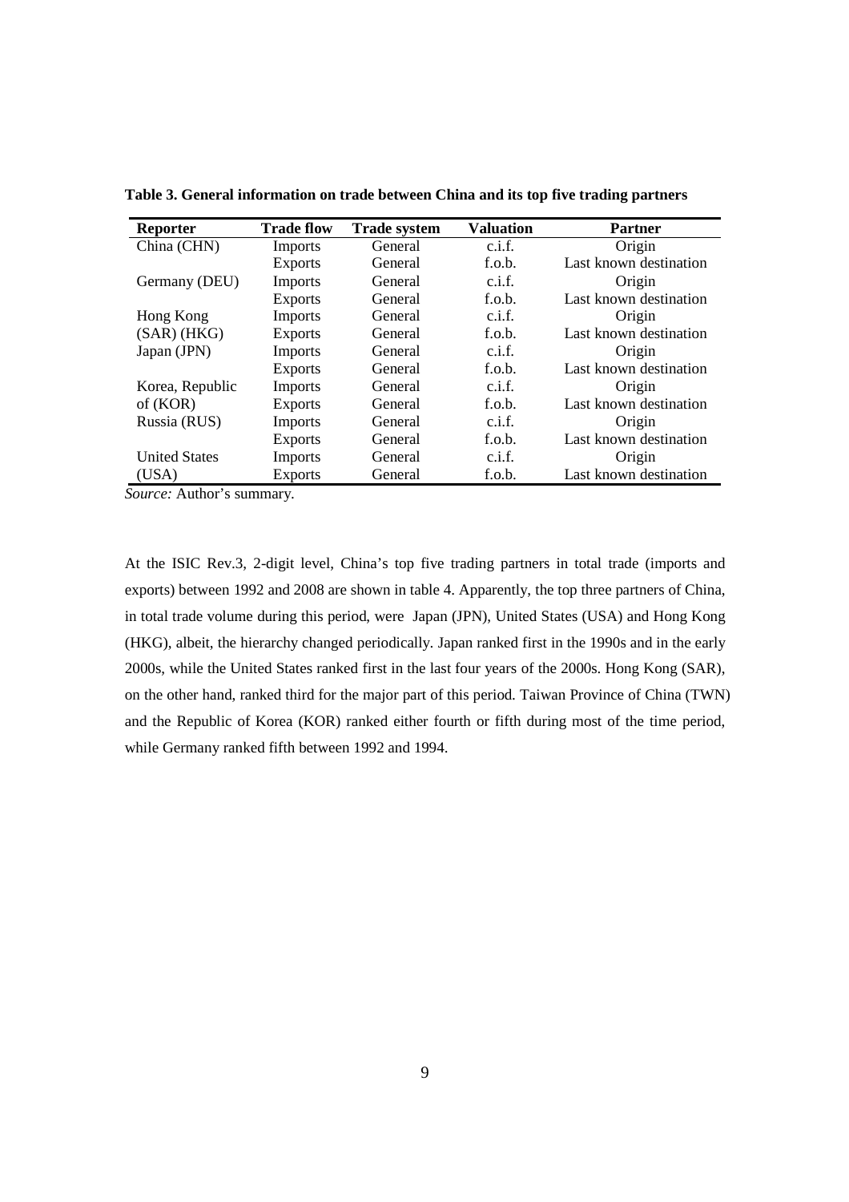**Table 3. General information on trade between China and its top five trading partners**

| Reporter | Trade flow | Trade system | Valuation | Partner |
|---|---|---|---|---|
| China (CHN) | Imports | General | c.i.f. | Origin |
| | Exports | General | f.o.b. | Last known destination |
| Germany (DEU) | Imports | General | c.i.f. | Origin |
| | Exports | General | f.o.b. | Last known destination |
| Hong Kong | Imports | General | c.i.f. | Origin |
| (SAR) (HKG) | Exports | General | f.o.b. | Last known destination |
| Japan (JPN) | Imports | General | c.i.f. | Origin |
| | Exports | General | f.o.b. | Last known destination |
| Korea, Republic | Imports | General | c.i.f. | Origin |
| of (KOR) | Exports | General | f.o.b. | Last known destination |
| Russia (RUS) | Imports | General | c.i.f. | Origin |
| | Exports | General | f.o.b. | Last known destination |
| United States | Imports | General | c.i.f. | Origin |
| (USA) | Exports | General | f.o.b. | Last known destination |

*Source:* Author's summary.

At the ISIC Rev.3, 2-digit level, China's top five trading partners in total trade (imports and exports) between 1992 and 2008 are shown in table 4. Apparently, the top three partners of China, in total trade volume during this period, were Japan (JPN), United States (USA) and Hong Kong (HKG), albeit, the hierarchy changed periodically. Japan ranked first in the 1990s and in the early 2000s, while the United States ranked first in the last four years of the 2000s. Hong Kong (SAR), on the other hand, ranked third for the major part of this period. Taiwan Province of China (TWN) and the Republic of Korea (KOR) ranked either fourth or fifth during most of the time period, while Germany ranked fifth between 1992 and 1994.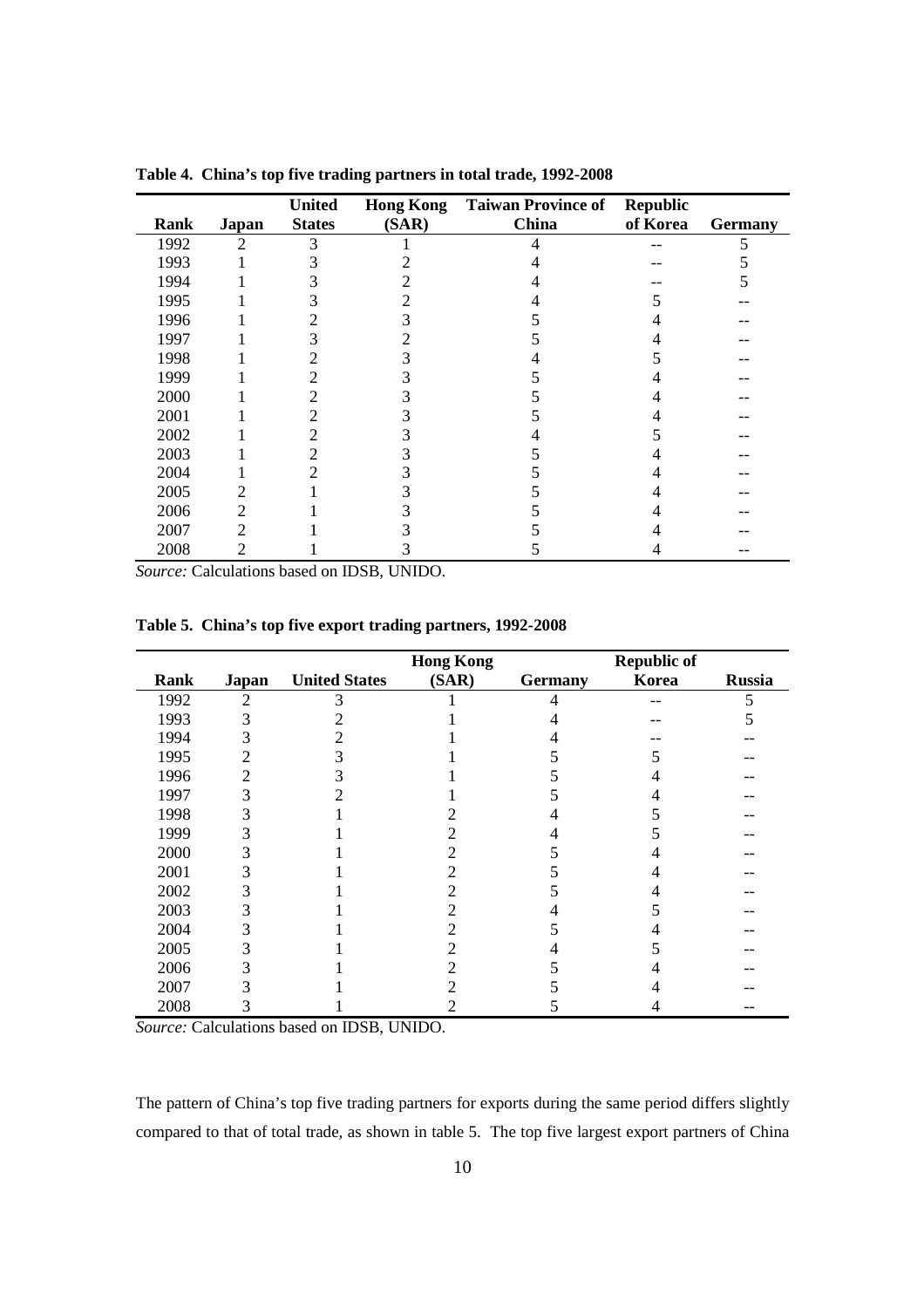**Table 4. China's top five trading partners in total trade, 1992-2008**

| Rank | Japan | United States | Hong Kong (SAR) | Taiwan Province of China | Republic of Korea | Germany |
|---|---|---|---|---|---|---|
| 1992 | 2 | 3 | 1 | 4 | -- | 5 |
| 1993 | 1 | 3 | 2 | 4 | -- | 5 |
| 1994 | 1 | 3 | 2 | 4 | -- | 5 |
| 1995 | 1 | 3 | 2 | 4 | 5 | -- |
| 1996 | 1 | 2 | 3 | 5 | 4 | -- |
| 1997 | 1 | 3 | 2 | 5 | 4 | -- |
| 1998 | 1 | 2 | 3 | 4 | 5 | -- |
| 1999 | 1 | 2 | 3 | 5 | 4 | -- |
| 2000 | 1 | 2 | 3 | 5 | 4 | -- |
| 2001 | 1 | 2 | 3 | 5 | 4 | -- |
| 2002 | 1 | 2 | 3 | 4 | 5 | -- |
| 2003 | 1 | 2 | 3 | 5 | 4 | -- |
| 2004 | 1 | 2 | 3 | 5 | 4 | -- |
| 2005 | 2 | 1 | 3 | 5 | 4 | -- |
| 2006 | 2 | 1 | 3 | 5 | 4 | -- |
| 2007 | 2 | 1 | 3 | 5 | 4 | -- |
| 2008 | 2 | 1 | 3 | 5 | 4 | -- |

*Source:* Calculations based on IDSB, UNIDO.

**Table 5. China's top five export trading partners, 1992-2008**

| Rank | Japan | United States | Hong Kong (SAR) | Germany | Republic of Korea | Russia |
|---|---|---|---|---|---|---|
| 1992 | 2 | 3 | 1 | 4 | -- | 5 |
| 1993 | 3 | 2 | 1 | 4 | -- | 5 |
| 1994 | 3 | 2 | 1 | 4 | -- | -- |
| 1995 | 2 | 3 | 1 | 5 | 5 | -- |
| 1996 | 2 | 3 | 1 | 5 | 4 | -- |
| 1997 | 3 | 2 | 1 | 5 | 4 | -- |
| 1998 | 3 | 1 | 2 | 4 | 5 | -- |
| 1999 | 3 | 1 | 2 | 4 | 5 | -- |
| 2000 | 3 | 1 | 2 | 5 | 4 | -- |
| 2001 | 3 | 1 | 2 | 5 | 4 | -- |
| 2002 | 3 | 1 | 2 | 5 | 4 | -- |
| 2003 | 3 | 1 | 2 | 4 | 5 | -- |
| 2004 | 3 | 1 | 2 | 5 | 4 | -- |
| 2005 | 3 | 1 | 2 | 4 | 5 | -- |
| 2006 | 3 | 1 | 2 | 5 | 4 | -- |
| 2007 | 3 | 1 | 2 | 5 | 4 | -- |
| 2008 | 3 | 1 | 2 | 5 | 4 | -- |

*Source:* Calculations based on IDSB, UNIDO.

The pattern of China's top five trading partners for exports during the same period differs slightly compared to that of total trade, as shown in table 5. The top five largest export partners of China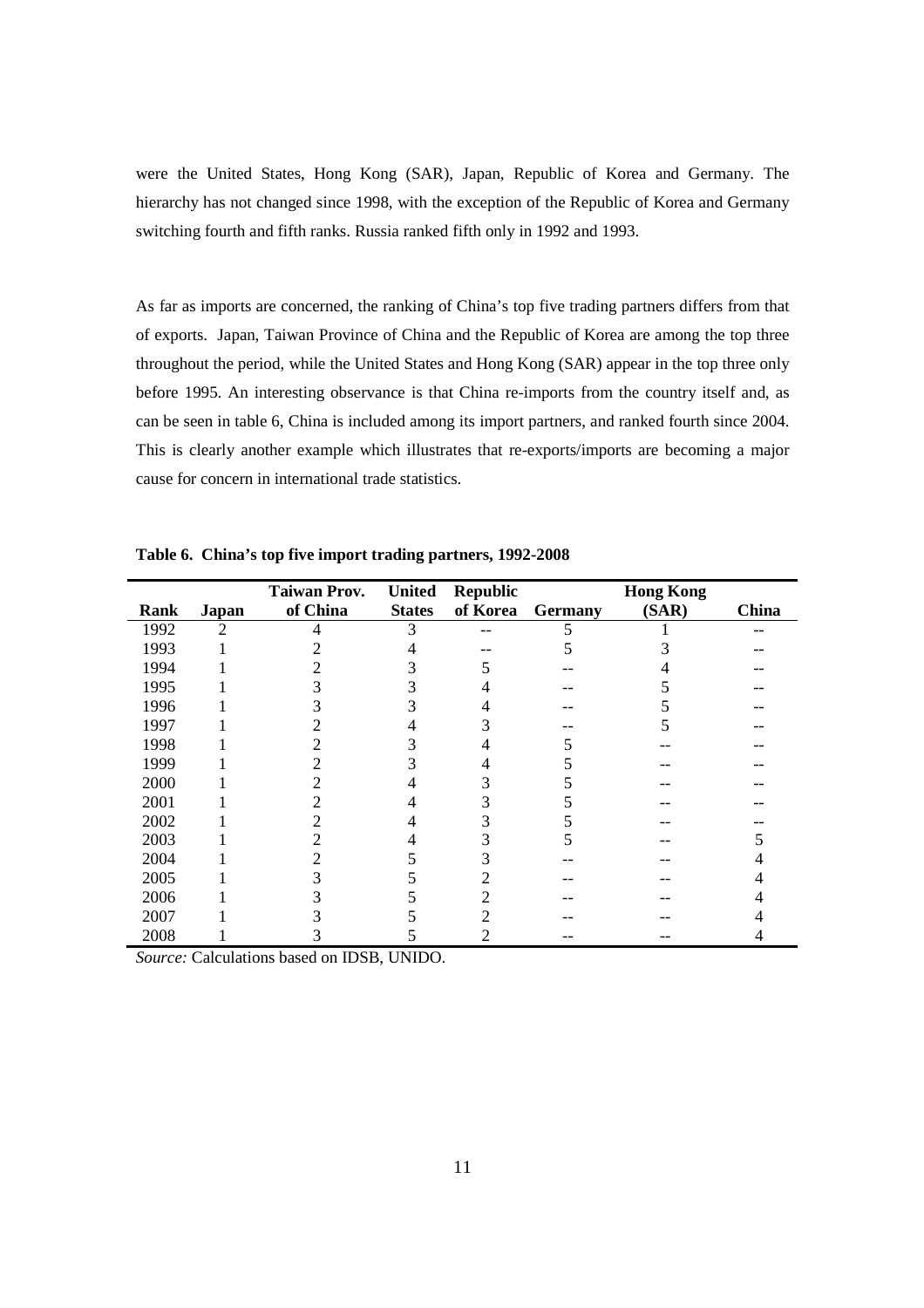were the United States, Hong Kong (SAR), Japan, Republic of Korea and Germany. The hierarchy has not changed since 1998, with the exception of the Republic of Korea and Germany switching fourth and fifth ranks. Russia ranked fifth only in 1992 and 1993.

As far as imports are concerned, the ranking of China's top five trading partners differs from that of exports. Japan, Taiwan Province of China and the Republic of Korea are among the top three throughout the period, while the United States and Hong Kong (SAR) appear in the top three only before 1995. An interesting observance is that China re-imports from the country itself and, as can be seen in table 6, China is included among its import partners, and ranked fourth since 2004. This is clearly another example which illustrates that re-exports/imports are becoming a major cause for concern in international trade statistics.

**Table 6. China's top five import trading partners, 1992-2008**

| Rank | Japan | Taiwan Prov. of China | United States | Republic of Korea | Germany | Hong Kong (SAR) | China |
|---|---|---|---|---|---|---|---|
| 1992 | 2 | 4 | 3 | -- | 5 | 1 | -- |
| 1993 | 1 | 2 | 4 | -- | 5 | 3 | -- |
| 1994 | 1 | 2 | 3 | 5 | -- | 4 | -- |
| 1995 | 1 | 3 | 3 | 4 | -- | 5 | -- |
| 1996 | 1 | 3 | 3 | 4 | -- | 5 | -- |
| 1997 | 1 | 2 | 4 | 3 | -- | 5 | -- |
| 1998 | 1 | 2 | 3 | 4 | 5 | -- | -- |
| 1999 | 1 | 2 | 3 | 4 | 5 | -- | -- |
| 2000 | 1 | 2 | 4 | 3 | 5 | -- | -- |
| 2001 | 1 | 2 | 4 | 3 | 5 | -- | -- |
| 2002 | 1 | 2 | 4 | 3 | 5 | -- | -- |
| 2003 | 1 | 2 | 4 | 3 | 5 | -- | 5 |
| 2004 | 1 | 2 | 5 | 3 | -- | -- | 4 |
| 2005 | 1 | 3 | 5 | 2 | -- | -- | 4 |
| 2006 | 1 | 3 | 5 | 2 | -- | -- | 4 |
| 2007 | 1 | 3 | 5 | 2 | -- | -- | 4 |
| 2008 | 1 | 3 | 5 | 2 | -- | -- | 4 |

*Source:* Calculations based on IDSB, UNIDO.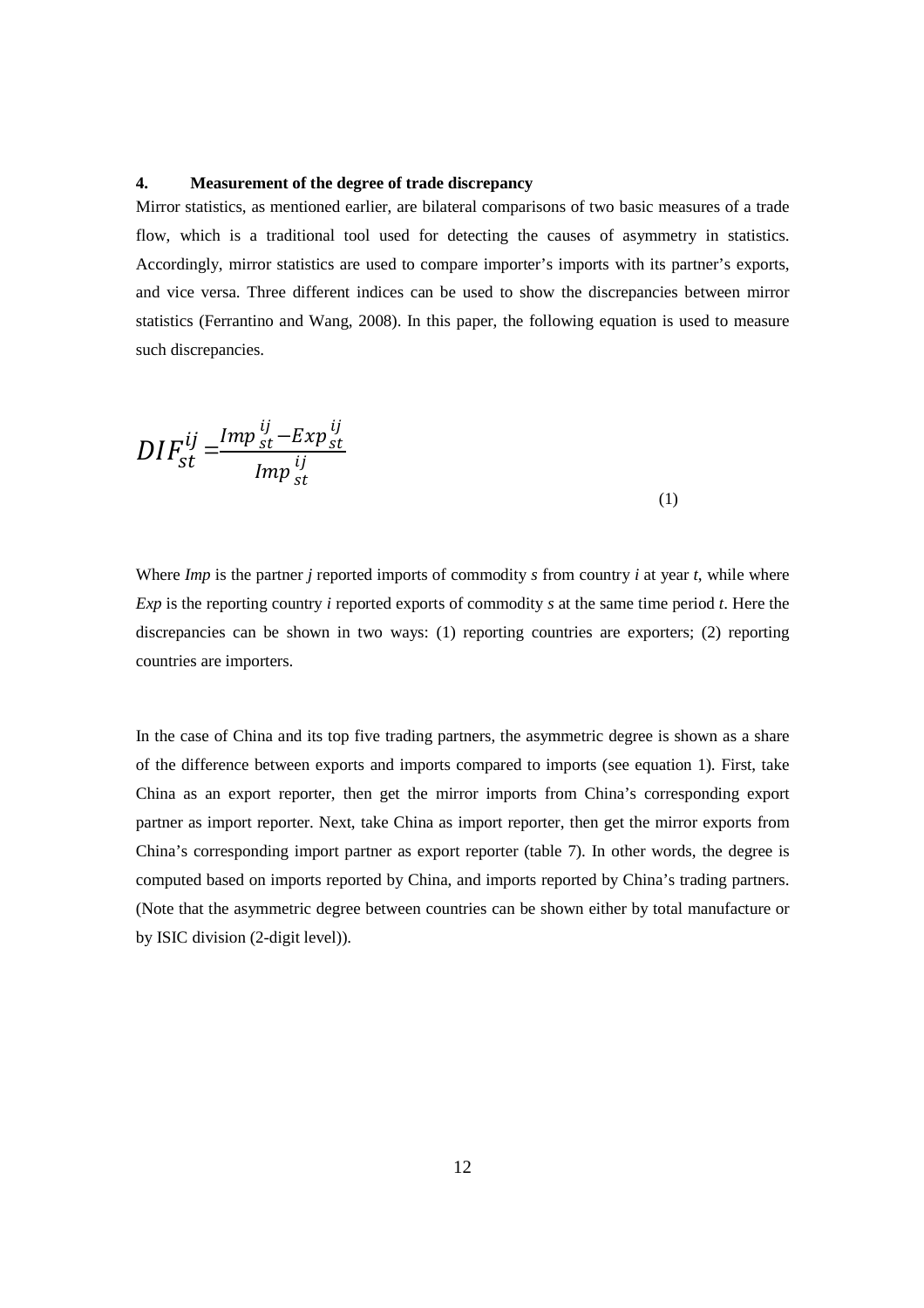## 4. Measurement of the degree of trade discrepancy

Mirror statistics, as mentioned earlier, are bilateral comparisons of two basic measures of a trade flow, which is a traditional tool used for detecting the causes of asymmetry in statistics. Accordingly, mirror statistics are used to compare importer's imports with its partner's exports, and vice versa. Three different indices can be used to show the discrepancies between mirror statistics (Ferrantino and Wang, 2008). In this paper, the following equation is used to measure such discrepancies.

$$DIF_{st}^{ij} = \frac{Imp_{st}^{ij} - Exp_{st}^{ij}}{Imp_{st}^{ij}} \tag{1}$$

Where *Imp* is the partner *j* reported imports of commodity *s* from country *i* at year *t*, while where *Exp* is the reporting country *i* reported exports of commodity *s* at the same time period *t*. Here the discrepancies can be shown in two ways: (1) reporting countries are exporters; (2) reporting countries are importers.

In the case of China and its top five trading partners, the asymmetric degree is shown as a share of the difference between exports and imports compared to imports (see equation 1). First, take China as an export reporter, then get the mirror imports from China's corresponding export partner as import reporter. Next, take China as import reporter, then get the mirror exports from China's corresponding import partner as export reporter (table 7). In other words, the degree is computed based on imports reported by China, and imports reported by China's trading partners. (Note that the asymmetric degree between countries can be shown either by total manufacture or by ISIC division (2-digit level)).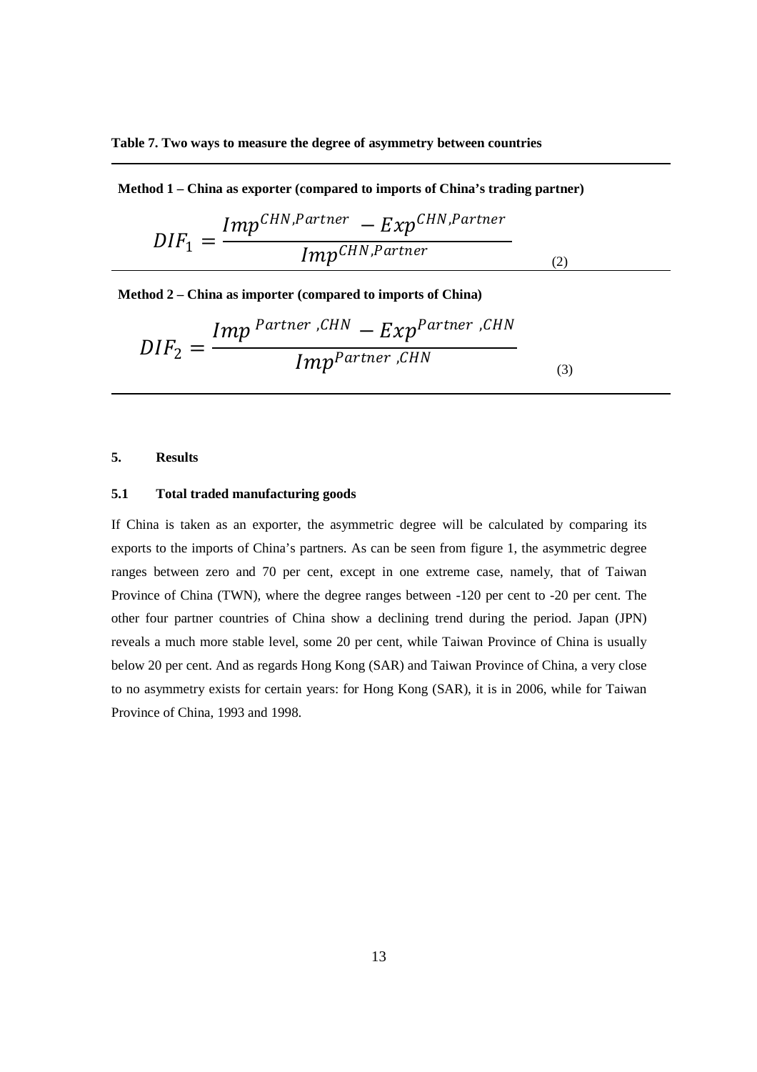**Table 7. Two ways to measure the degree of asymmetry between countries**

**Method 1 – China as exporter (compared to imports of China's trading partner)**

$$DIF_1 = \frac{Imp^{CHN,Partner} - Exp^{CHN,Partner}}{Imp^{CHN,Partner}} \qquad (2)$$

**Method 2 – China as importer (compared to imports of China)**

$$DIF_2 = \frac{Imp^{Partner,CHN} - Exp^{Partner,CHN}}{Imp^{Partner,CHN}} \qquad (3)$$

## 5. Results

### 5.1 Total traded manufacturing goods

If China is taken as an exporter, the asymmetric degree will be calculated by comparing its exports to the imports of China's partners. As can be seen from figure 1, the asymmetric degree ranges between zero and 70 per cent, except in one extreme case, namely, that of Taiwan Province of China (TWN), where the degree ranges between -120 per cent to -20 per cent. The other four partner countries of China show a declining trend during the period. Japan (JPN) reveals a much more stable level, some 20 per cent, while Taiwan Province of China is usually below 20 per cent. And as regards Hong Kong (SAR) and Taiwan Province of China, a very close to no asymmetry exists for certain years: for Hong Kong (SAR), it is in 2006, while for Taiwan Province of China, 1993 and 1998.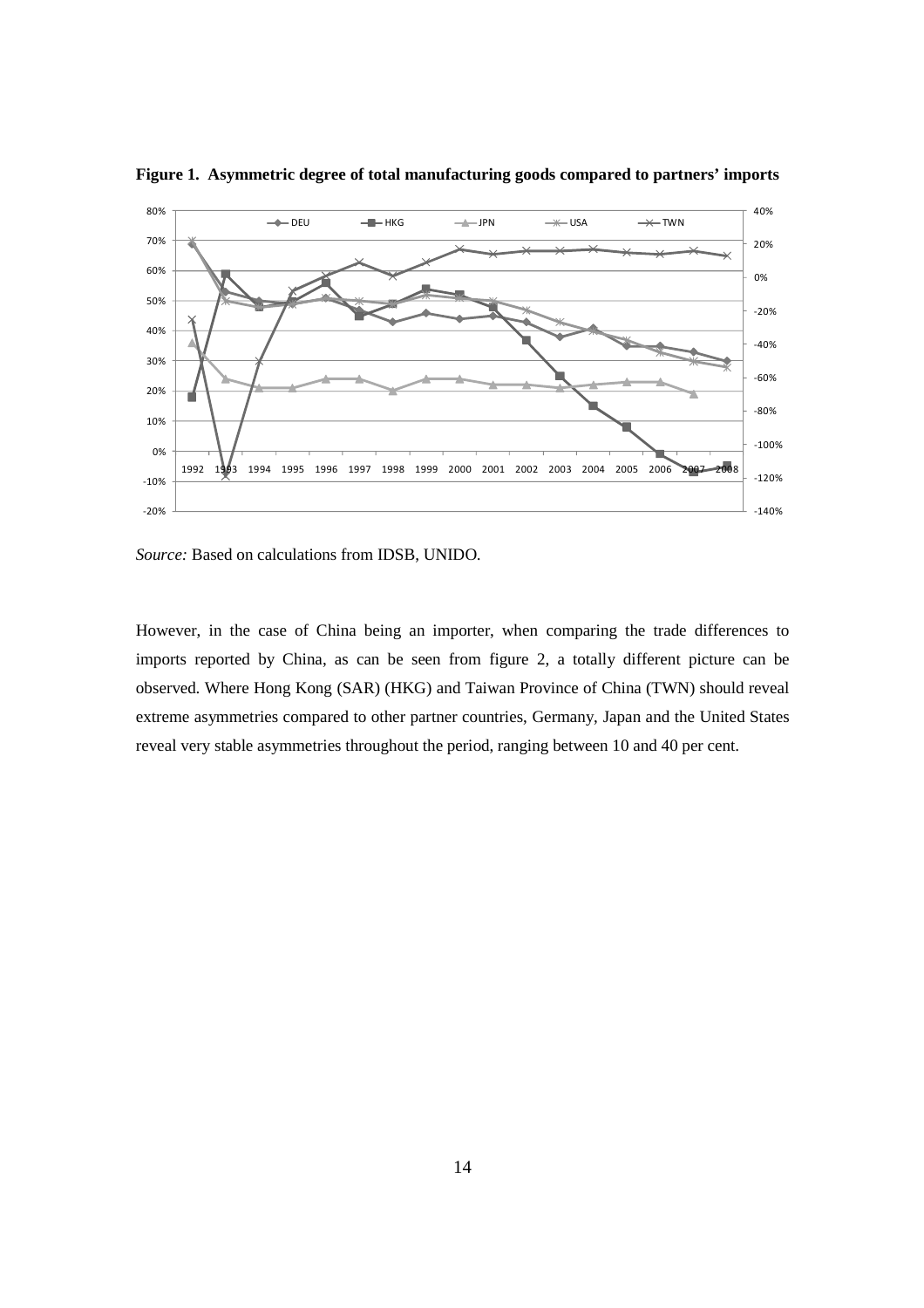**Figure 1. Asymmetric degree of total manufacturing goods compared to partners' imports**

*Source:* Based on calculations from IDSB, UNIDO.

However, in the case of China being an importer, when comparing the trade differences to imports reported by China, as can be seen from figure 2, a totally different picture can be observed. Where Hong Kong (SAR) (HKG) and Taiwan Province of China (TWN) should reveal extreme asymmetries compared to other partner countries, Germany, Japan and the United States reveal very stable asymmetries throughout the period, ranging between 10 and 40 per cent.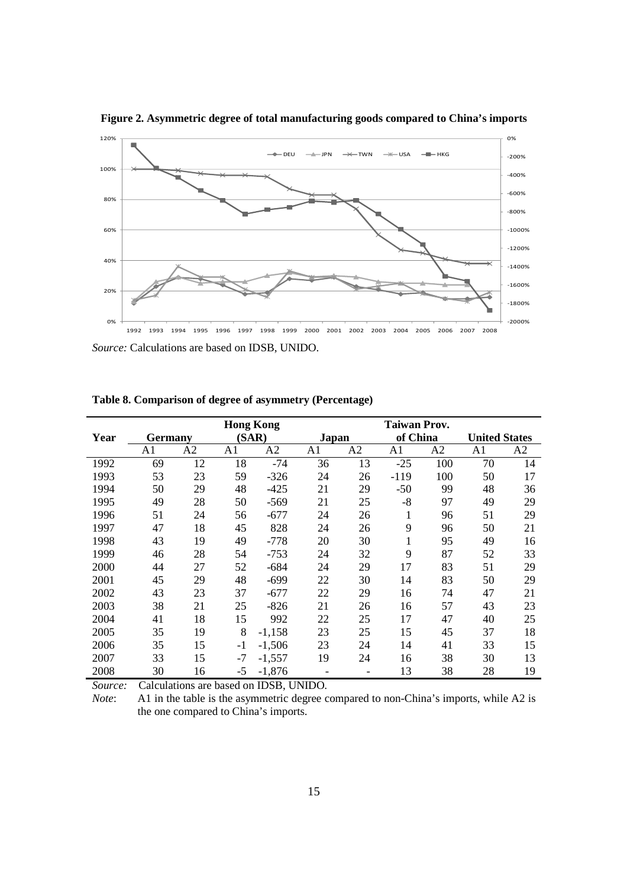**Figure 2. Asymmetric degree of total manufacturing goods compared to China's imports**

*Source:* Calculations are based on IDSB, UNIDO.

**Table 8. Comparison of degree of asymmetry (Percentage)**

| Year | Germany | | Hong Kong (SAR) | | Japan | | Taiwan Prov. of China | | United States | |
|---|---|---|---|---|---|---|---|---|---|---|
| | A1 | A2 | A1 | A2 | A1 | A2 | A1 | A2 | A1 | A2 |
| 1992 | 69 | 12 | 18 | -74 | 36 | 13 | -25 | 100 | 70 | 14 |
| 1993 | 53 | 23 | 59 | -326 | 24 | 26 | -119 | 100 | 50 | 17 |
| 1994 | 50 | 29 | 48 | -425 | 21 | 29 | -50 | 99 | 48 | 36 |
| 1995 | 49 | 28 | 50 | -569 | 21 | 25 | -8 | 97 | 49 | 29 |
| 1996 | 51 | 24 | 56 | -677 | 24 | 26 | 1 | 96 | 51 | 29 |
| 1997 | 47 | 18 | 45 | 828 | 24 | 26 | 9 | 96 | 50 | 21 |
| 1998 | 43 | 19 | 49 | -778 | 20 | 30 | 1 | 95 | 49 | 16 |
| 1999 | 46 | 28 | 54 | -753 | 24 | 32 | 9 | 87 | 52 | 33 |
| 2000 | 44 | 27 | 52 | -684 | 24 | 29 | 17 | 83 | 51 | 29 |
| 2001 | 45 | 29 | 48 | -699 | 22 | 30 | 14 | 83 | 50 | 29 |
| 2002 | 43 | 23 | 37 | -677 | 22 | 29 | 16 | 74 | 47 | 21 |
| 2003 | 38 | 21 | 25 | -826 | 21 | 26 | 16 | 57 | 43 | 23 |
| 2004 | 41 | 18 | 15 | 992 | 22 | 25 | 17 | 47 | 40 | 25 |
| 2005 | 35 | 19 | 8 | -1,158 | 23 | 25 | 15 | 45 | 37 | 18 |
| 2006 | 35 | 15 | -1 | -1,506 | 23 | 24 | 14 | 41 | 33 | 15 |
| 2007 | 33 | 15 | -7 | -1,557 | 19 | 24 | 16 | 38 | 30 | 13 |
| 2008 | 30 | 16 | -5 | -1,876 | - | - | 13 | 38 | 28 | 19 |

*Source:* Calculations are based on IDSB, UNIDO.

*Note*: A1 in the table is the asymmetric degree compared to non-China's imports, while A2 is the one compared to China's imports.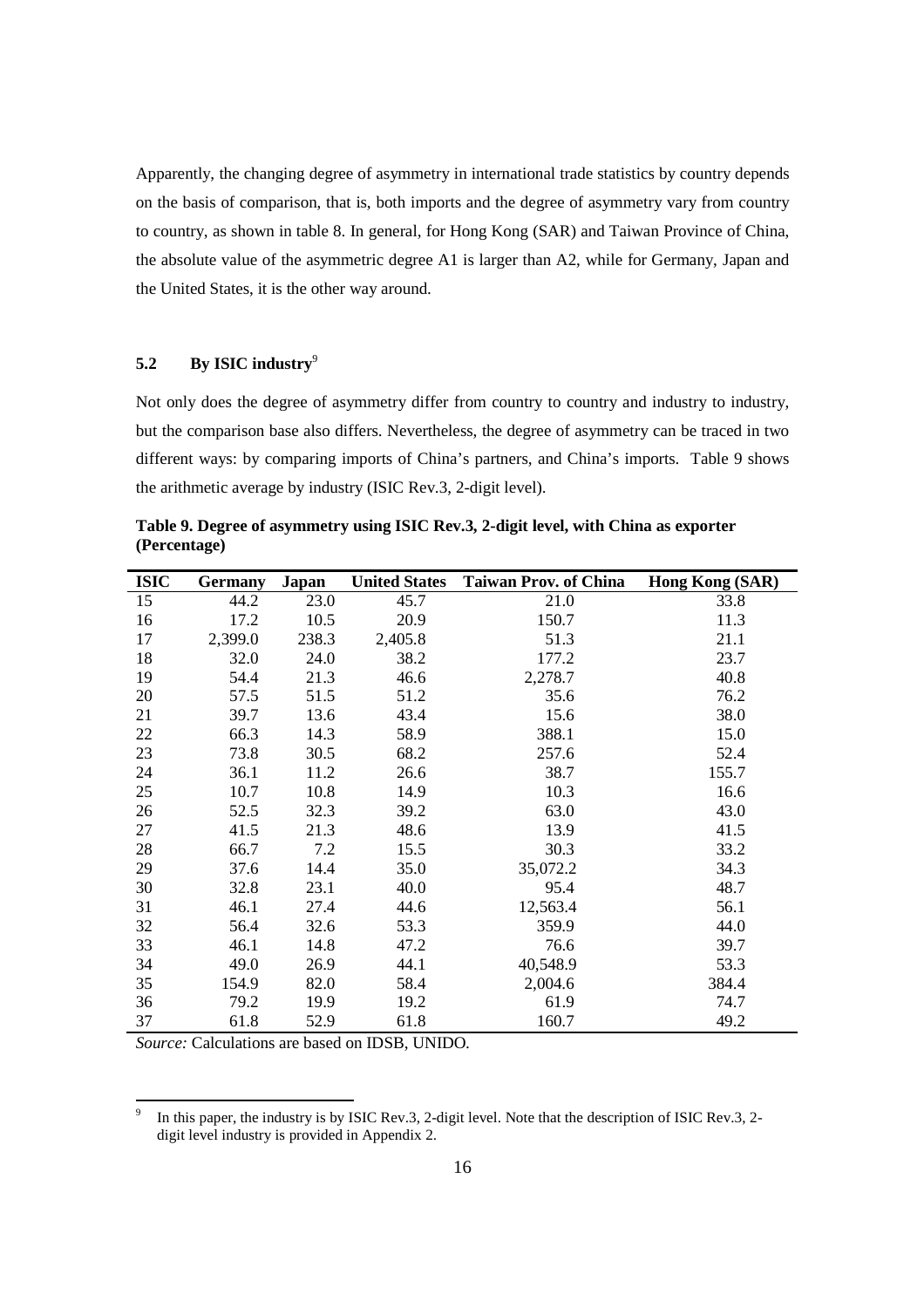Apparently, the changing degree of asymmetry in international trade statistics by country depends on the basis of comparison, that is, both imports and the degree of asymmetry vary from country to country, as shown in table 8. In general, for Hong Kong (SAR) and Taiwan Province of China, the absolute value of the asymmetric degree A1 is larger than A2, while for Germany, Japan and the United States, it is the other way around.

## 5.2 By ISIC industry[9]

Not only does the degree of asymmetry differ from country to country and industry to industry, but the comparison base also differs. Nevertheless, the degree of asymmetry can be traced in two different ways: by comparing imports of China's partners, and China's imports. Table 9 shows the arithmetic average by industry (ISIC Rev.3, 2-digit level).

**Table 9. Degree of asymmetry using ISIC Rev.3, 2-digit level, with China as exporter (Percentage)**

| ISIC | Germany | Japan | United States | Taiwan Prov. of China | Hong Kong (SAR) |
|---|---|---|---|---|---|
| 15 | 44.2 | 23.0 | 45.7 | 21.0 | 33.8 |
| 16 | 17.2 | 10.5 | 20.9 | 150.7 | 11.3 |
| 17 | 2,399.0 | 238.3 | 2,405.8 | 51.3 | 21.1 |
| 18 | 32.0 | 24.0 | 38.2 | 177.2 | 23.7 |
| 19 | 54.4 | 21.3 | 46.6 | 2,278.7 | 40.8 |
| 20 | 57.5 | 51.5 | 51.2 | 35.6 | 76.2 |
| 21 | 39.7 | 13.6 | 43.4 | 15.6 | 38.0 |
| 22 | 66.3 | 14.3 | 58.9 | 388.1 | 15.0 |
| 23 | 73.8 | 30.5 | 68.2 | 257.6 | 52.4 |
| 24 | 36.1 | 11.2 | 26.6 | 38.7 | 155.7 |
| 25 | 10.7 | 10.8 | 14.9 | 10.3 | 16.6 |
| 26 | 52.5 | 32.3 | 39.2 | 63.0 | 43.0 |
| 27 | 41.5 | 21.3 | 48.6 | 13.9 | 41.5 |
| 28 | 66.7 | 7.2 | 15.5 | 30.3 | 33.2 |
| 29 | 37.6 | 14.4 | 35.0 | 35,072.2 | 34.3 |
| 30 | 32.8 | 23.1 | 40.0 | 95.4 | 48.7 |
| 31 | 46.1 | 27.4 | 44.6 | 12,563.4 | 56.1 |
| 32 | 56.4 | 32.6 | 53.3 | 359.9 | 44.0 |
| 33 | 46.1 | 14.8 | 47.2 | 76.6 | 39.7 |
| 34 | 49.0 | 26.9 | 44.1 | 40,548.9 | 53.3 |
| 35 | 154.9 | 82.0 | 58.4 | 2,004.6 | 384.4 |
| 36 | 79.2 | 19.9 | 19.2 | 61.9 | 74.7 |
| 37 | 61.8 | 52.9 | 61.8 | 160.7 | 49.2 |

*Source:* Calculations are based on IDSB, UNIDO.

[9] In this paper, the industry is by ISIC Rev.3, 2-digit level. Note that the description of ISIC Rev.3, 2-digit level industry is provided in Appendix 2.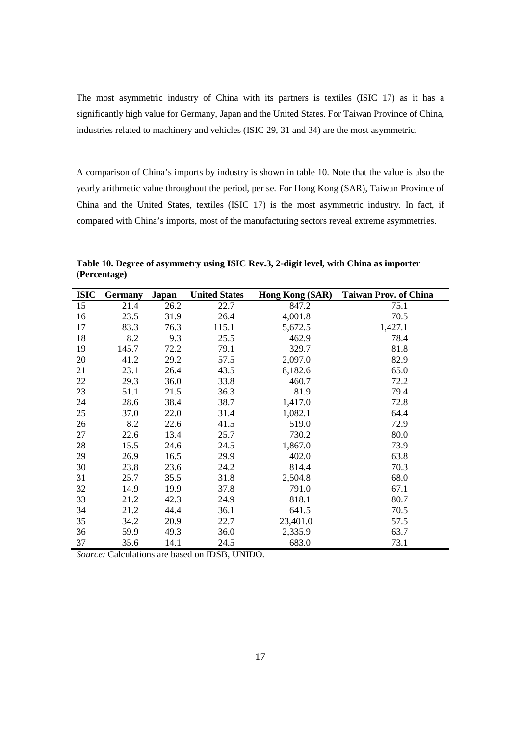The most asymmetric industry of China with its partners is textiles (ISIC 17) as it has a significantly high value for Germany, Japan and the United States. For Taiwan Province of China, industries related to machinery and vehicles (ISIC 29, 31 and 34) are the most asymmetric.

A comparison of China's imports by industry is shown in table 10. Note that the value is also the yearly arithmetic value throughout the period, per se. For Hong Kong (SAR), Taiwan Province of China and the United States, textiles (ISIC 17) is the most asymmetric industry. In fact, if compared with China's imports, most of the manufacturing sectors reveal extreme asymmetries.

**Table 10. Degree of asymmetry using ISIC Rev.3, 2-digit level, with China as importer (Percentage)**

| ISIC | Germany | Japan | United States | Hong Kong (SAR) | Taiwan Prov. of China |
|---|---|---|---|---|---|
| 15 | 21.4 | 26.2 | 22.7 | 847.2 | 75.1 |
| 16 | 23.5 | 31.9 | 26.4 | 4,001.8 | 70.5 |
| 17 | 83.3 | 76.3 | 115.1 | 5,672.5 | 1,427.1 |
| 18 | 8.2 | 9.3 | 25.5 | 462.9 | 78.4 |
| 19 | 145.7 | 72.2 | 79.1 | 329.7 | 81.8 |
| 20 | 41.2 | 29.2 | 57.5 | 2,097.0 | 82.9 |
| 21 | 23.1 | 26.4 | 43.5 | 8,182.6 | 65.0 |
| 22 | 29.3 | 36.0 | 33.8 | 460.7 | 72.2 |
| 23 | 51.1 | 21.5 | 36.3 | 81.9 | 79.4 |
| 24 | 28.6 | 38.4 | 38.7 | 1,417.0 | 72.8 |
| 25 | 37.0 | 22.0 | 31.4 | 1,082.1 | 64.4 |
| 26 | 8.2 | 22.6 | 41.5 | 519.0 | 72.9 |
| 27 | 22.6 | 13.4 | 25.7 | 730.2 | 80.0 |
| 28 | 15.5 | 24.6 | 24.5 | 1,867.0 | 73.9 |
| 29 | 26.9 | 16.5 | 29.9 | 402.0 | 63.8 |
| 30 | 23.8 | 23.6 | 24.2 | 814.4 | 70.3 |
| 31 | 25.7 | 35.5 | 31.8 | 2,504.8 | 68.0 |
| 32 | 14.9 | 19.9 | 37.8 | 791.0 | 67.1 |
| 33 | 21.2 | 42.3 | 24.9 | 818.1 | 80.7 |
| 34 | 21.2 | 44.4 | 36.1 | 641.5 | 70.5 |
| 35 | 34.2 | 20.9 | 22.7 | 23,401.0 | 57.5 |
| 36 | 59.9 | 49.3 | 36.0 | 2,335.9 | 63.7 |
| 37 | 35.6 | 14.1 | 24.5 | 683.0 | 73.1 |

*Source:* Calculations are based on IDSB, UNIDO.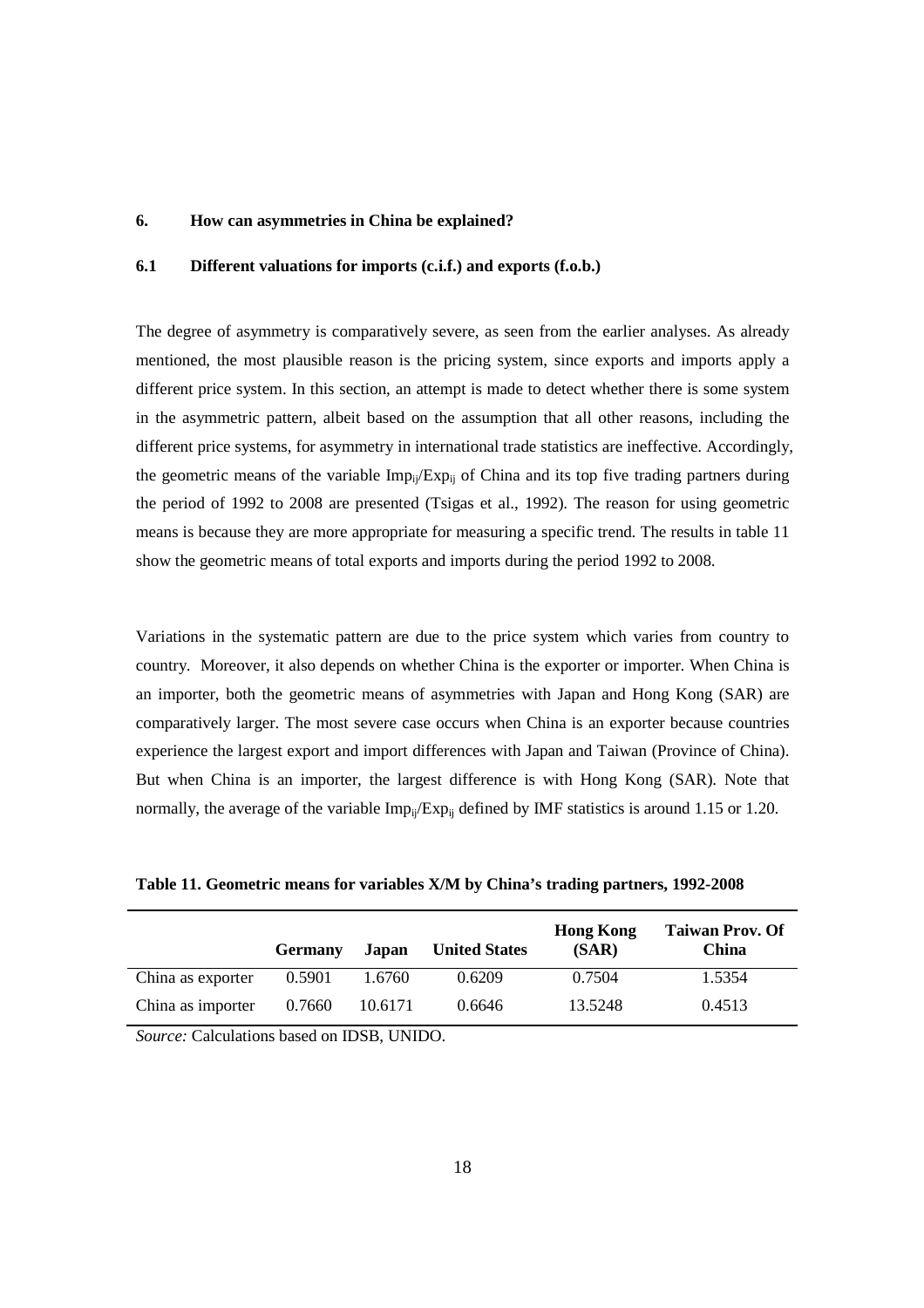## 6. How can asymmetries in China be explained?

### 6.1 Different valuations for imports (c.i.f.) and exports (f.o.b.)

The degree of asymmetry is comparatively severe, as seen from the earlier analyses. As already mentioned, the most plausible reason is the pricing system, since exports and imports apply a different price system. In this section, an attempt is made to detect whether there is some system in the asymmetric pattern, albeit based on the assumption that all other reasons, including the different price systems, for asymmetry in international trade statistics are ineffective. Accordingly, the geometric means of the variable $Imp_{ij}/Exp_{ij}$ of China and its top five trading partners during the period of 1992 to 2008 are presented (Tsigas et al., 1992). The reason for using geometric means is because they are more appropriate for measuring a specific trend. The results in table 11 show the geometric means of total exports and imports during the period 1992 to 2008.

Variations in the systematic pattern are due to the price system which varies from country to country. Moreover, it also depends on whether China is the exporter or importer. When China is an importer, both the geometric means of asymmetries with Japan and Hong Kong (SAR) are comparatively larger. The most severe case occurs when China is an exporter because countries experience the largest export and import differences with Japan and Taiwan (Province of China). But when China is an importer, the largest difference is with Hong Kong (SAR). Note that normally, the average of the variable $Imp_{ij}/Exp_{ij}$ defined by IMF statistics is around 1.15 or 1.20.

**Table 11. Geometric means for variables X/M by China's trading partners, 1992-2008**

| | Germany | Japan | United States | Hong Kong (SAR) | Taiwan Prov. Of China |
|---|---|---|---|---|---|
| China as exporter | 0.5901 | 1.6760 | 0.6209 | 0.7504 | 1.5354 |
| China as importer | 0.7660 | 10.6171 | 0.6646 | 13.5248 | 0.4513 |

*Source:* Calculations based on IDSB, UNIDO.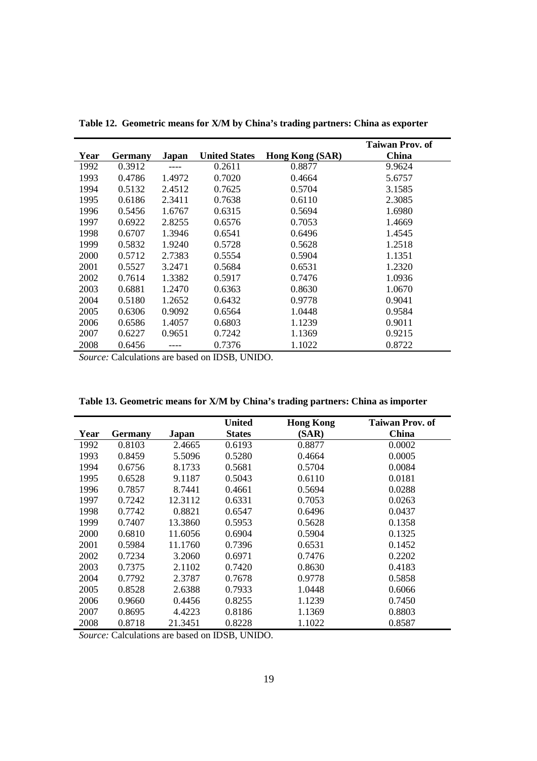**Table 12. Geometric means for X/M by China's trading partners: China as exporter**

| Year | Germany | Japan | United States | Hong Kong (SAR) | Taiwan Prov. of China |
|---|---|---|---|---|---|
| 1992 | 0.3912 | ---- | 0.2611 | 0.8877 | 9.9624 |
| 1993 | 0.4786 | 1.4972 | 0.7020 | 0.4664 | 5.6757 |
| 1994 | 0.5132 | 2.4512 | 0.7625 | 0.5704 | 3.1585 |
| 1995 | 0.6186 | 2.3411 | 0.7638 | 0.6110 | 2.3085 |
| 1996 | 0.5456 | 1.6767 | 0.6315 | 0.5694 | 1.6980 |
| 1997 | 0.6922 | 2.8255 | 0.6576 | 0.7053 | 1.4669 |
| 1998 | 0.6707 | 1.3946 | 0.6541 | 0.6496 | 1.4545 |
| 1999 | 0.5832 | 1.9240 | 0.5728 | 0.5628 | 1.2518 |
| 2000 | 0.5712 | 2.7383 | 0.5554 | 0.5904 | 1.1351 |
| 2001 | 0.5527 | 3.2471 | 0.5684 | 0.6531 | 1.2320 |
| 2002 | 0.7614 | 1.3382 | 0.5917 | 0.7476 | 1.0936 |
| 2003 | 0.6881 | 1.2470 | 0.6363 | 0.8630 | 1.0670 |
| 2004 | 0.5180 | 1.2652 | 0.6432 | 0.9778 | 0.9041 |
| 2005 | 0.6306 | 0.9092 | 0.6564 | 1.0448 | 0.9584 |
| 2006 | 0.6586 | 1.4057 | 0.6803 | 1.1239 | 0.9011 |
| 2007 | 0.6227 | 0.9651 | 0.7242 | 1.1369 | 0.9215 |
| 2008 | 0.6456 | ---- | 0.7376 | 1.1022 | 0.8722 |

*Source:* Calculations are based on IDSB, UNIDO.

**Table 13. Geometric means for X/M by China's trading partners: China as importer**

| Year | Germany | Japan | United States | Hong Kong (SAR) | Taiwan Prov. of China |
|---|---|---|---|---|---|
| 1992 | 0.8103 | 2.4665 | 0.6193 | 0.8877 | 0.0002 |
| 1993 | 0.8459 | 5.5096 | 0.5280 | 0.4664 | 0.0005 |
| 1994 | 0.6756 | 8.1733 | 0.5681 | 0.5704 | 0.0084 |
| 1995 | 0.6528 | 9.1187 | 0.5043 | 0.6110 | 0.0181 |
| 1996 | 0.7857 | 8.7441 | 0.4661 | 0.5694 | 0.0288 |
| 1997 | 0.7242 | 12.3112 | 0.6331 | 0.7053 | 0.0263 |
| 1998 | 0.7742 | 0.8821 | 0.6547 | 0.6496 | 0.0437 |
| 1999 | 0.7407 | 13.3860 | 0.5953 | 0.5628 | 0.1358 |
| 2000 | 0.6810 | 11.6056 | 0.6904 | 0.5904 | 0.1325 |
| 2001 | 0.5984 | 11.1760 | 0.7396 | 0.6531 | 0.1452 |
| 2002 | 0.7234 | 3.2060 | 0.6971 | 0.7476 | 0.2202 |
| 2003 | 0.7375 | 2.1102 | 0.7420 | 0.8630 | 0.4183 |
| 2004 | 0.7792 | 2.3787 | 0.7678 | 0.9778 | 0.5858 |
| 2005 | 0.8528 | 2.6388 | 0.7933 | 1.0448 | 0.6066 |
| 2006 | 0.9660 | 0.4456 | 0.8255 | 1.1239 | 0.7450 |
| 2007 | 0.8695 | 4.4223 | 0.8186 | 1.1369 | 0.8803 |
| 2008 | 0.8718 | 21.3451 | 0.8228 | 1.1022 | 0.8587 |

*Source:* Calculations are based on IDSB, UNIDO.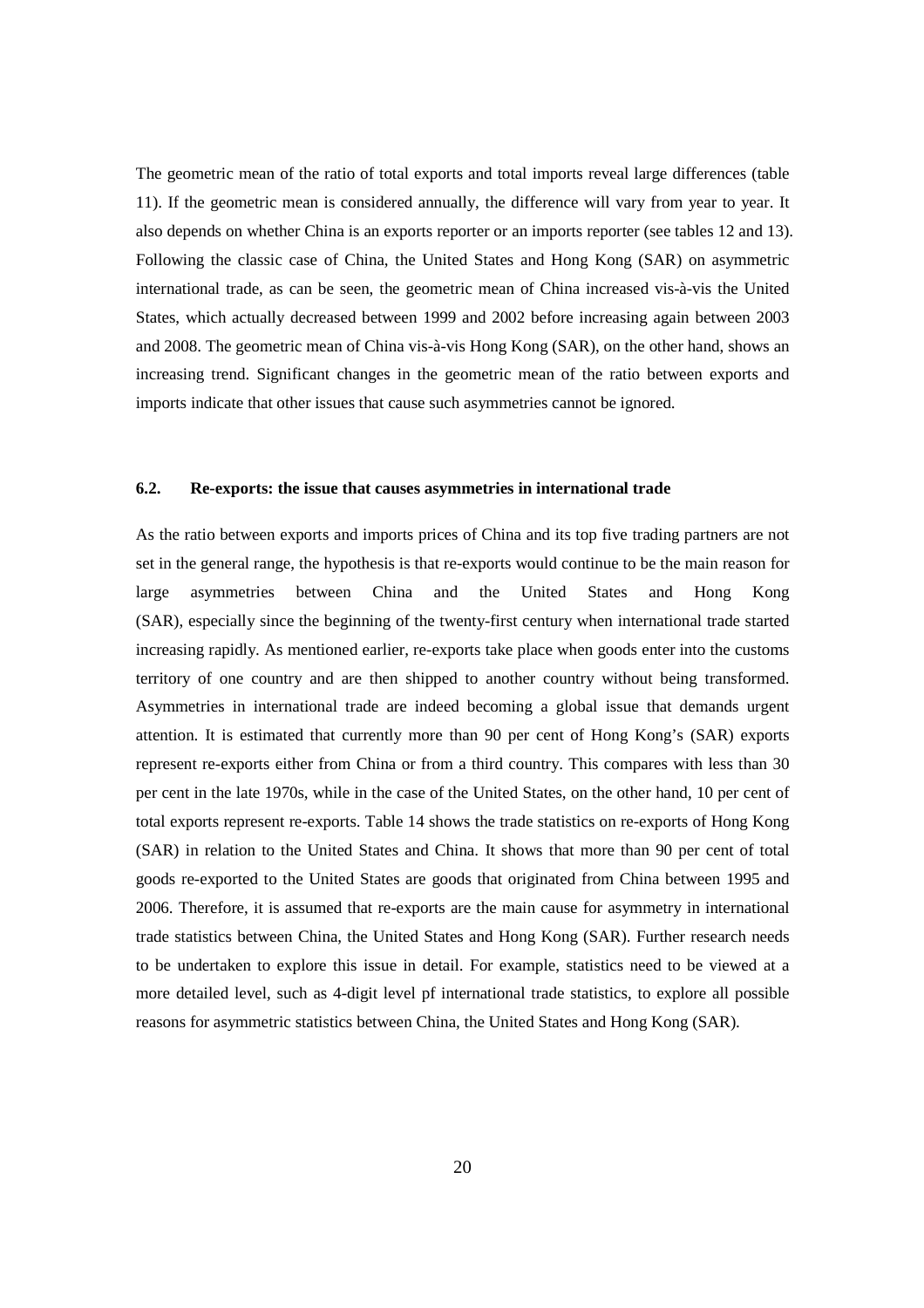The geometric mean of the ratio of total exports and total imports reveal large differences (table 11). If the geometric mean is considered annually, the difference will vary from year to year. It also depends on whether China is an exports reporter or an imports reporter (see tables 12 and 13). Following the classic case of China, the United States and Hong Kong (SAR) on asymmetric international trade, as can be seen, the geometric mean of China increased vis-à-vis the United States, which actually decreased between 1999 and 2002 before increasing again between 2003 and 2008. The geometric mean of China vis-à-vis Hong Kong (SAR), on the other hand, shows an increasing trend. Significant changes in the geometric mean of the ratio between exports and imports indicate that other issues that cause such asymmetries cannot be ignored.

### 6.2. Re-exports: the issue that causes asymmetries in international trade

As the ratio between exports and imports prices of China and its top five trading partners are not set in the general range, the hypothesis is that re-exports would continue to be the main reason for large asymmetries between China and the United States and Hong Kong (SAR), especially since the beginning of the twenty-first century when international trade started increasing rapidly. As mentioned earlier, re-exports take place when goods enter into the customs territory of one country and are then shipped to another country without being transformed. Asymmetries in international trade are indeed becoming a global issue that demands urgent attention. It is estimated that currently more than 90 per cent of Hong Kong's (SAR) exports represent re-exports either from China or from a third country. This compares with less than 30 per cent in the late 1970s, while in the case of the United States, on the other hand, 10 per cent of total exports represent re-exports. Table 14 shows the trade statistics on re-exports of Hong Kong (SAR) in relation to the United States and China. It shows that more than 90 per cent of total goods re-exported to the United States are goods that originated from China between 1995 and 2006. Therefore, it is assumed that re-exports are the main cause for asymmetry in international trade statistics between China, the United States and Hong Kong (SAR). Further research needs to be undertaken to explore this issue in detail. For example, statistics need to be viewed at a more detailed level, such as 4-digit level pf international trade statistics, to explore all possible reasons for asymmetric statistics between China, the United States and Hong Kong (SAR).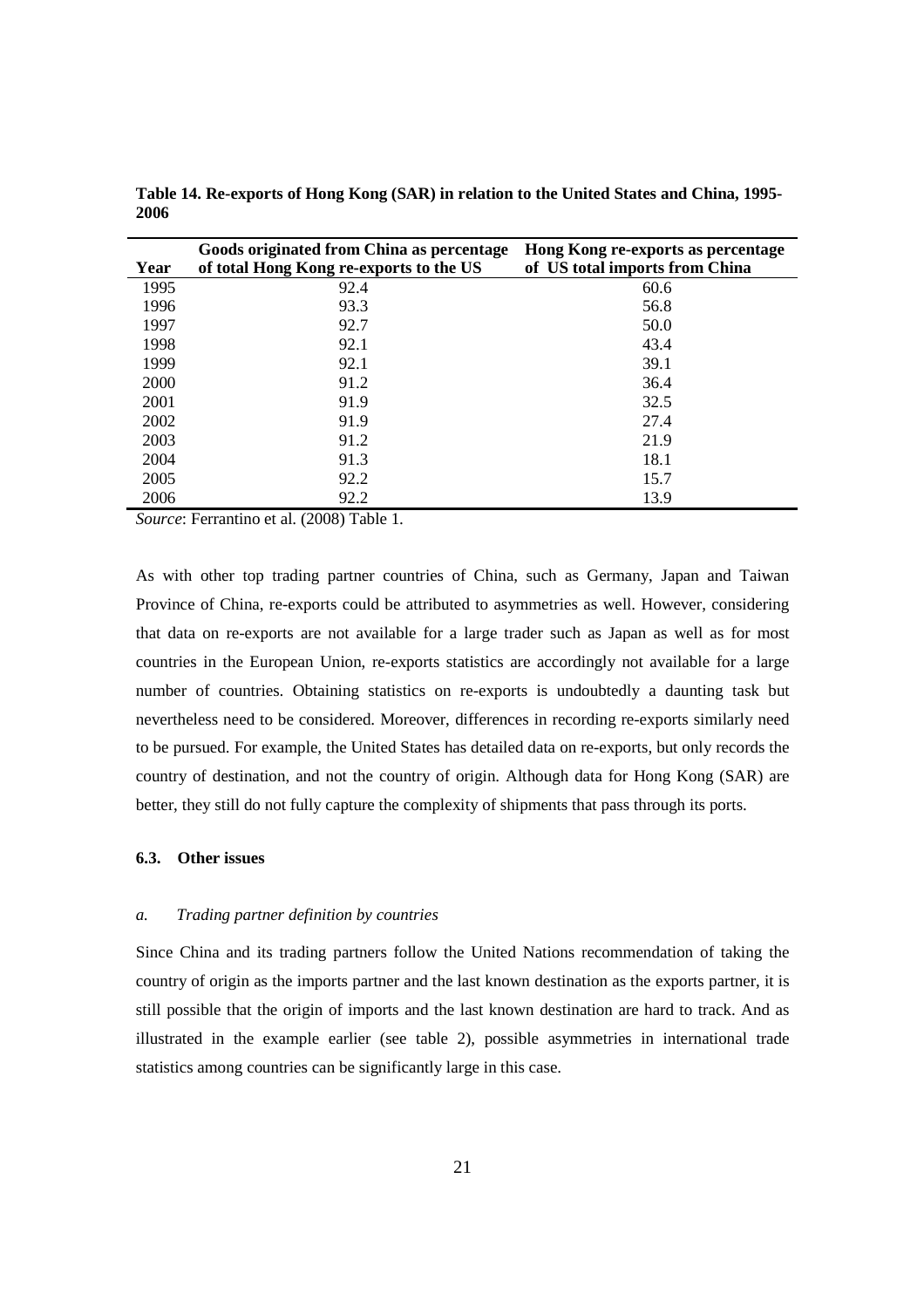**Table 14. Re-exports of Hong Kong (SAR) in relation to the United States and China, 1995-2006**

| Year | Goods originated from China as percentage of total Hong Kong re-exports to the US | Hong Kong re-exports as percentage of US total imports from China |
|---|---|---|
| 1995 | 92.4 | 60.6 |
| 1996 | 93.3 | 56.8 |
| 1997 | 92.7 | 50.0 |
| 1998 | 92.1 | 43.4 |
| 1999 | 92.1 | 39.1 |
| 2000 | 91.2 | 36.4 |
| 2001 | 91.9 | 32.5 |
| 2002 | 91.9 | 27.4 |
| 2003 | 91.2 | 21.9 |
| 2004 | 91.3 | 18.1 |
| 2005 | 92.2 | 15.7 |
| 2006 | 92.2 | 13.9 |

*Source*: Ferrantino et al. (2008) Table 1.

As with other top trading partner countries of China, such as Germany, Japan and Taiwan Province of China, re-exports could be attributed to asymmetries as well. However, considering that data on re-exports are not available for a large trader such as Japan as well as for most countries in the European Union, re-exports statistics are accordingly not available for a large number of countries. Obtaining statistics on re-exports is undoubtedly a daunting task but nevertheless need to be considered. Moreover, differences in recording re-exports similarly need to be pursued. For example, the United States has detailed data on re-exports, but only records the country of destination, and not the country of origin. Although data for Hong Kong (SAR) are better, they still do not fully capture the complexity of shipments that pass through its ports.

### 6.3. Other issues

#### *a. Trading partner definition by countries*

Since China and its trading partners follow the United Nations recommendation of taking the country of origin as the imports partner and the last known destination as the exports partner, it is still possible that the origin of imports and the last known destination are hard to track. And as illustrated in the example earlier (see table 2), possible asymmetries in international trade statistics among countries can be significantly large in this case.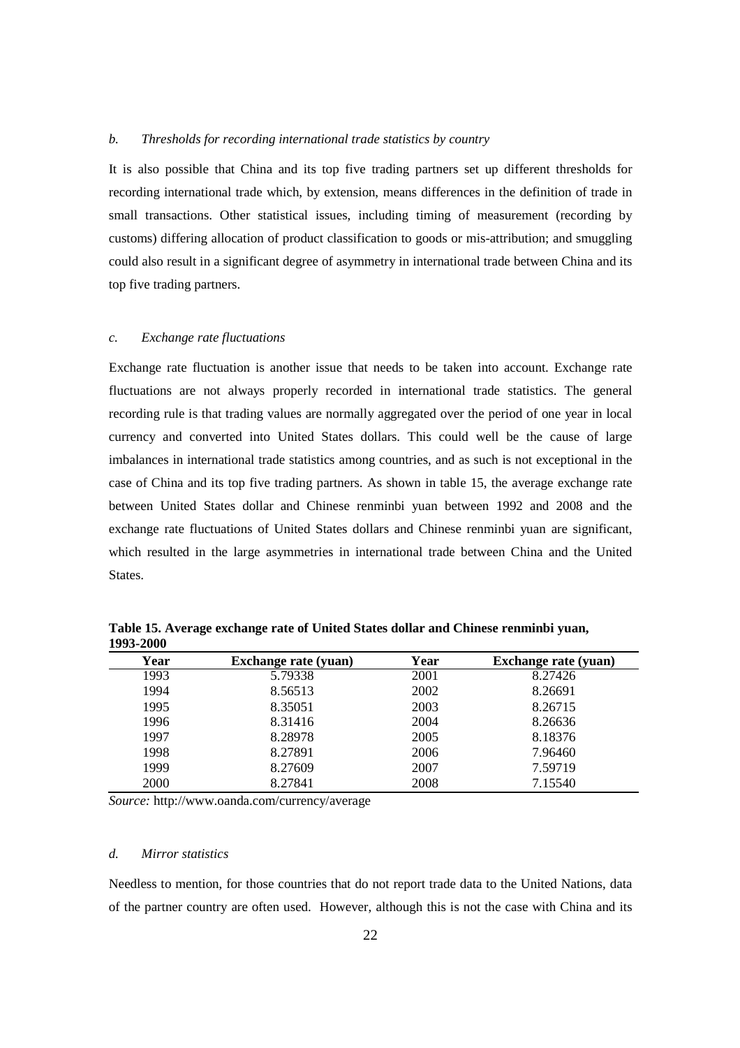*b. Thresholds for recording international trade statistics by country*

It is also possible that China and its top five trading partners set up different thresholds for recording international trade which, by extension, means differences in the definition of trade in small transactions. Other statistical issues, including timing of measurement (recording by customs) differing allocation of product classification to goods or mis-attribution; and smuggling could also result in a significant degree of asymmetry in international trade between China and its top five trading partners.

*c. Exchange rate fluctuations*

Exchange rate fluctuation is another issue that needs to be taken into account. Exchange rate fluctuations are not always properly recorded in international trade statistics. The general recording rule is that trading values are normally aggregated over the period of one year in local currency and converted into United States dollars. This could well be the cause of large imbalances in international trade statistics among countries, and as such is not exceptional in the case of China and its top five trading partners. As shown in table 15, the average exchange rate between United States dollar and Chinese renminbi yuan between 1992 and 2008 and the exchange rate fluctuations of United States dollars and Chinese renminbi yuan are significant, which resulted in the large asymmetries in international trade between China and the United States.

**Table 15. Average exchange rate of United States dollar and Chinese renminbi yuan, 1993-2000**

| Year | Exchange rate (yuan) | Year | Exchange rate (yuan) |
|---|---|---|---|
| 1993 | 5.79338 | 2001 | 8.27426 |
| 1994 | 8.56513 | 2002 | 8.26691 |
| 1995 | 8.35051 | 2003 | 8.26715 |
| 1996 | 8.31416 | 2004 | 8.26636 |
| 1997 | 8.28978 | 2005 | 8.18376 |
| 1998 | 8.27891 | 2006 | 7.96460 |
| 1999 | 8.27609 | 2007 | 7.59719 |
| 2000 | 8.27841 | 2008 | 7.15540 |

*Source:* http://www.oanda.com/currency/average

*d. Mirror statistics*

Needless to mention, for those countries that do not report trade data to the United Nations, data of the partner country are often used. However, although this is not the case with China and its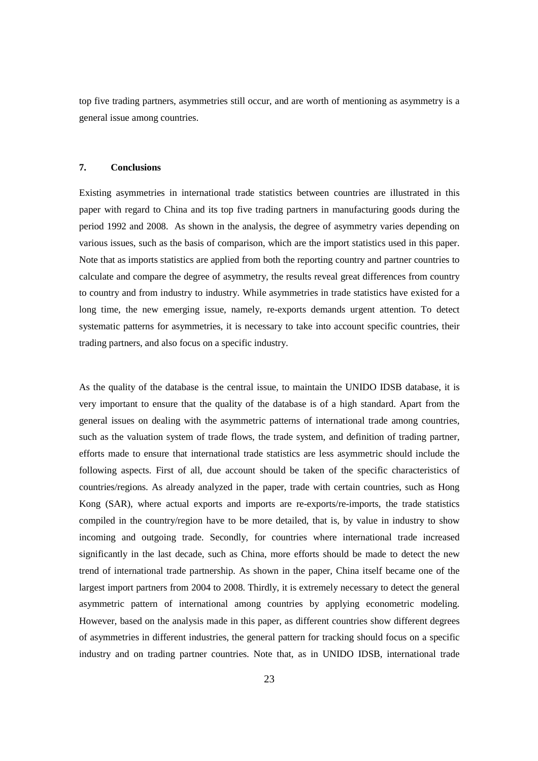top five trading partners, asymmetries still occur, and are worth of mentioning as asymmetry is a general issue among countries.

## 7. Conclusions

Existing asymmetries in international trade statistics between countries are illustrated in this paper with regard to China and its top five trading partners in manufacturing goods during the period 1992 and 2008. As shown in the analysis, the degree of asymmetry varies depending on various issues, such as the basis of comparison, which are the import statistics used in this paper. Note that as imports statistics are applied from both the reporting country and partner countries to calculate and compare the degree of asymmetry, the results reveal great differences from country to country and from industry to industry. While asymmetries in trade statistics have existed for a long time, the new emerging issue, namely, re-exports demands urgent attention. To detect systematic patterns for asymmetries, it is necessary to take into account specific countries, their trading partners, and also focus on a specific industry.

As the quality of the database is the central issue, to maintain the UNIDO IDSB database, it is very important to ensure that the quality of the database is of a high standard. Apart from the general issues on dealing with the asymmetric patterns of international trade among countries, such as the valuation system of trade flows, the trade system, and definition of trading partner, efforts made to ensure that international trade statistics are less asymmetric should include the following aspects. First of all, due account should be taken of the specific characteristics of countries/regions. As already analyzed in the paper, trade with certain countries, such as Hong Kong (SAR), where actual exports and imports are re-exports/re-imports, the trade statistics compiled in the country/region have to be more detailed, that is, by value in industry to show incoming and outgoing trade. Secondly, for countries where international trade increased significantly in the last decade, such as China, more efforts should be made to detect the new trend of international trade partnership. As shown in the paper, China itself became one of the largest import partners from 2004 to 2008. Thirdly, it is extremely necessary to detect the general asymmetric pattern of international among countries by applying econometric modeling. However, based on the analysis made in this paper, as different countries show different degrees of asymmetries in different industries, the general pattern for tracking should focus on a specific industry and on trading partner countries. Note that, as in UNIDO IDSB, international trade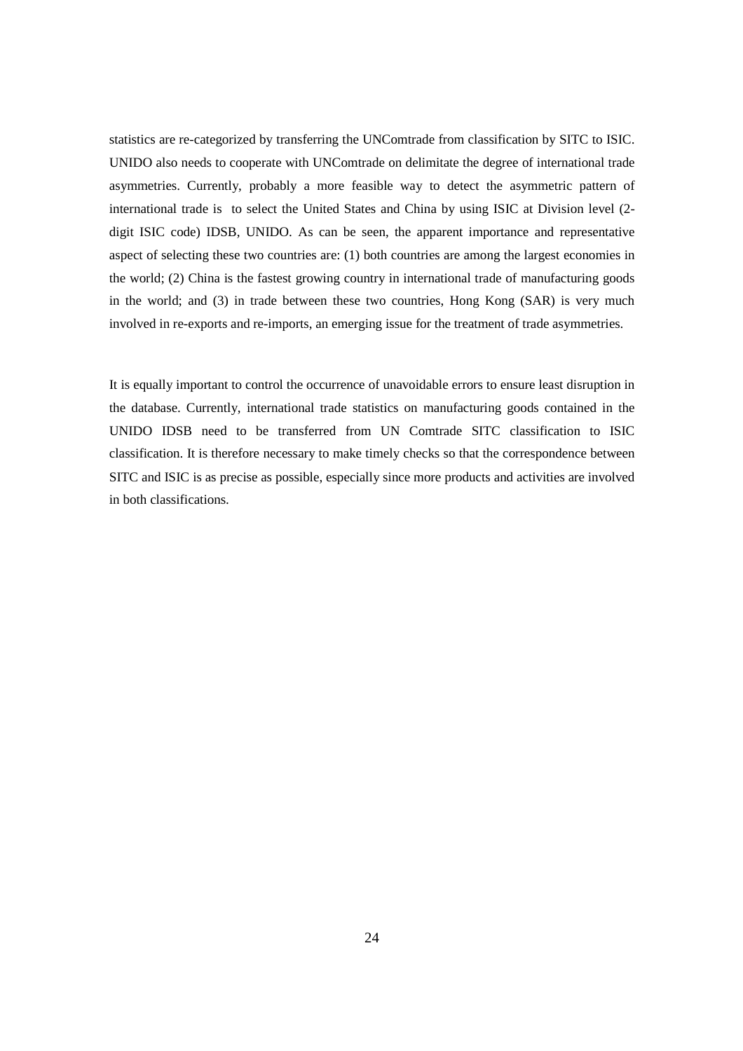statistics are re-categorized by transferring the UNComtrade from classification by SITC to ISIC. UNIDO also needs to cooperate with UNComtrade on delimitate the degree of international trade asymmetries. Currently, probably a more feasible way to detect the asymmetric pattern of international trade is to select the United States and China by using ISIC at Division level (2-digit ISIC code) IDSB, UNIDO. As can be seen, the apparent importance and representative aspect of selecting these two countries are: (1) both countries are among the largest economies in the world; (2) China is the fastest growing country in international trade of manufacturing goods in the world; and (3) in trade between these two countries, Hong Kong (SAR) is very much involved in re-exports and re-imports, an emerging issue for the treatment of trade asymmetries.

It is equally important to control the occurrence of unavoidable errors to ensure least disruption in the database. Currently, international trade statistics on manufacturing goods contained in the UNIDO IDSB need to be transferred from UN Comtrade SITC classification to ISIC classification. It is therefore necessary to make timely checks so that the correspondence between SITC and ISIC is as precise as possible, especially since more products and activities are involved in both classifications.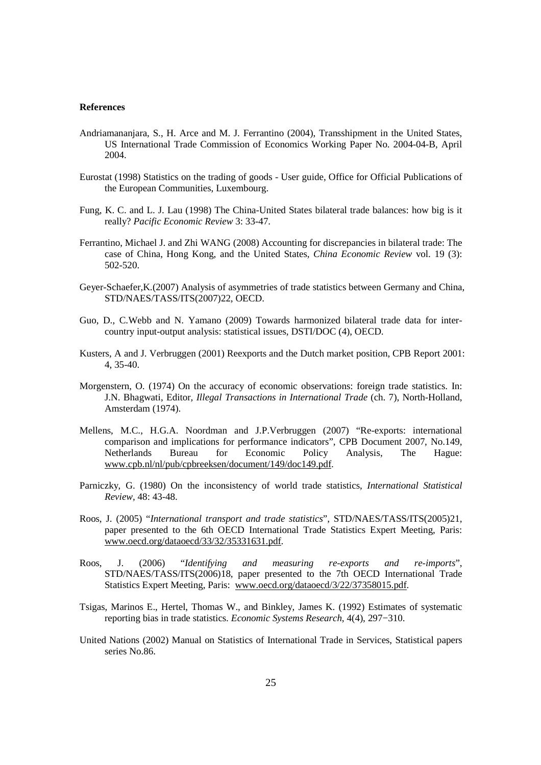**References**

Andriamananjara, S., H. Arce and M. J. Ferrantino (2004), Transshipment in the United States, US International Trade Commission of Economics Working Paper No. 2004-04-B, April 2004.

Eurostat (1998) Statistics on the trading of goods - User guide, Office for Official Publications of the European Communities, Luxembourg.

Fung, K. C. and L. J. Lau (1998) The China-United States bilateral trade balances: how big is it really? *Pacific Economic Review* 3: 33-47.

Ferrantino, Michael J. and Zhi WANG (2008) Accounting for discrepancies in bilateral trade: The case of China, Hong Kong, and the United States, *China Economic Review* vol. 19 (3): 502-520.

Geyer-Schaefer,K.(2007) Analysis of asymmetries of trade statistics between Germany and China, STD/NAES/TASS/ITS(2007)22, OECD.

Guo, D., C.Webb and N. Yamano (2009) Towards harmonized bilateral trade data for inter-country input-output analysis: statistical issues, DSTI/DOC (4), OECD.

Kusters, A and J. Verbruggen (2001) Reexports and the Dutch market position, CPB Report 2001: 4, 35-40.

Morgenstern, O. (1974) On the accuracy of economic observations: foreign trade statistics. In: J.N. Bhagwati, Editor, *Illegal Transactions in International Trade* (ch. 7), North-Holland, Amsterdam (1974).

Mellens, M.C., H.G.A. Noordman and J.P.Verbruggen (2007) "Re-exports: international comparison and implications for performance indicators", CPB Document 2007, No.149, Netherlands Bureau for Economic Policy Analysis, The Hague: www.cpb.nl/nl/pub/cpbreeksen/document/149/doc149.pdf.

Parniczky, G. (1980) On the inconsistency of world trade statistics, *International Statistical Review*, 48: 43-48.

Roos, J. (2005) "*International transport and trade statistics*", STD/NAES/TASS/ITS(2005)21, paper presented to the 6th OECD International Trade Statistics Expert Meeting, Paris: www.oecd.org/dataoecd/33/32/35331631.pdf.

Roos, J. (2006) "*Identifying and measuring re-exports and re-imports*", STD/NAES/TASS/ITS(2006)18, paper presented to the 7th OECD International Trade Statistics Expert Meeting, Paris: www.oecd.org/dataoecd/3/22/37358015.pdf.

Tsigas, Marinos E., Hertel, Thomas W., and Binkley, James K. (1992) Estimates of systematic reporting bias in trade statistics. *Economic Systems Research*, 4(4), 297−310.

United Nations (2002) Manual on Statistics of International Trade in Services, Statistical papers series No.86.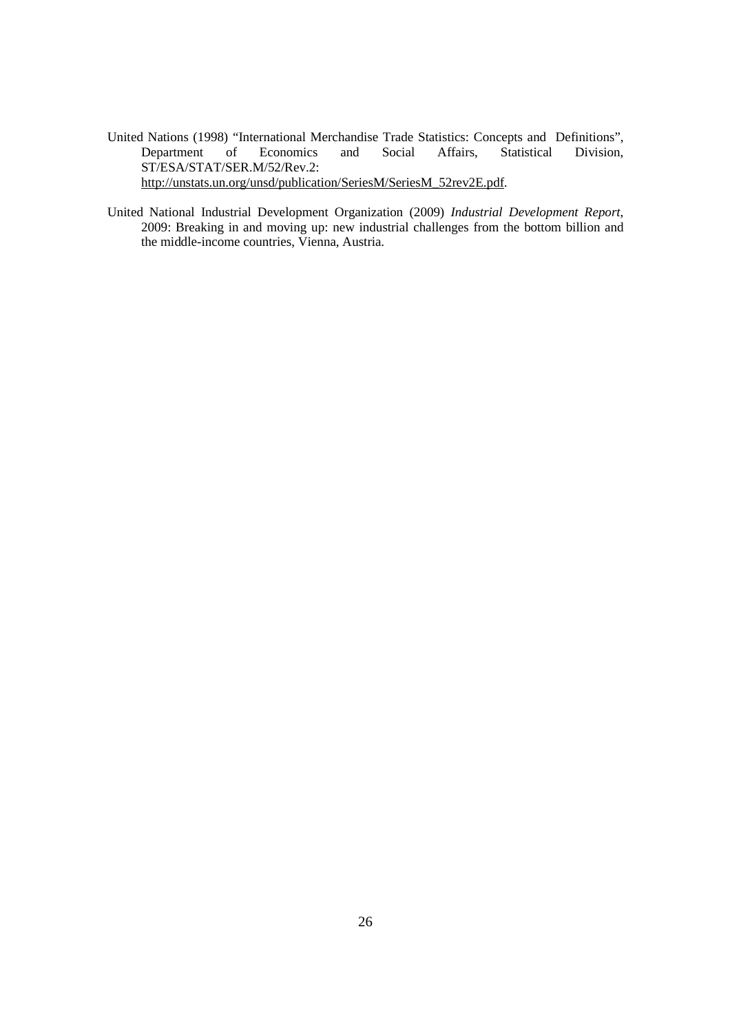United Nations (1998) "International Merchandise Trade Statistics: Concepts and Definitions", Department of Economics and Social Affairs, Statistical Division, ST/ESA/STAT/SER.M/52/Rev.2: http://unstats.un.org/unsd/publication/SeriesM/SeriesM_52rev2E.pdf.

United National Industrial Development Organization (2009) *Industrial Development Report*, 2009: Breaking in and moving up: new industrial challenges from the bottom billion and the middle-income countries, Vienna, Austria.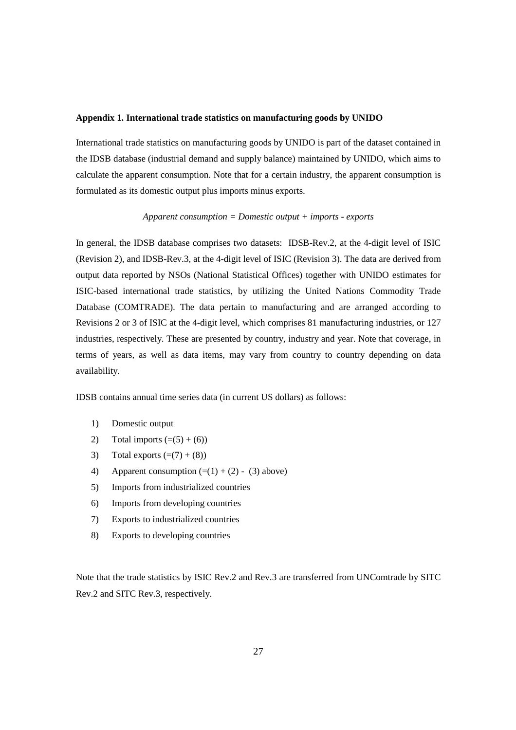**Appendix 1. International trade statistics on manufacturing goods by UNIDO**

International trade statistics on manufacturing goods by UNIDO is part of the dataset contained in the IDSB database (industrial demand and supply balance) maintained by UNIDO, which aims to calculate the apparent consumption. Note that for a certain industry, the apparent consumption is formulated as its domestic output plus imports minus exports.

*Apparent consumption = Domestic output + imports - exports*

In general, the IDSB database comprises two datasets: IDSB-Rev.2, at the 4-digit level of ISIC (Revision 2), and IDSB-Rev.3, at the 4-digit level of ISIC (Revision 3). The data are derived from output data reported by NSOs (National Statistical Offices) together with UNIDO estimates for ISIC-based international trade statistics, by utilizing the United Nations Commodity Trade Database (COMTRADE). The data pertain to manufacturing and are arranged according to Revisions 2 or 3 of ISIC at the 4-digit level, which comprises 81 manufacturing industries, or 127 industries, respectively. These are presented by country, industry and year. Note that coverage, in terms of years, as well as data items, may vary from country to country depending on data availability.

IDSB contains annual time series data (in current US dollars) as follows:

1) Domestic output
2) Total imports (=(5) + (6))
3) Total exports (=(7) + (8))
4) Apparent consumption (=(1) + (2) - (3) above)
5) Imports from industrialized countries
6) Imports from developing countries
7) Exports to industrialized countries
8) Exports to developing countries

Note that the trade statistics by ISIC Rev.2 and Rev.3 are transferred from UNComtrade by SITC Rev.2 and SITC Rev.3, respectively.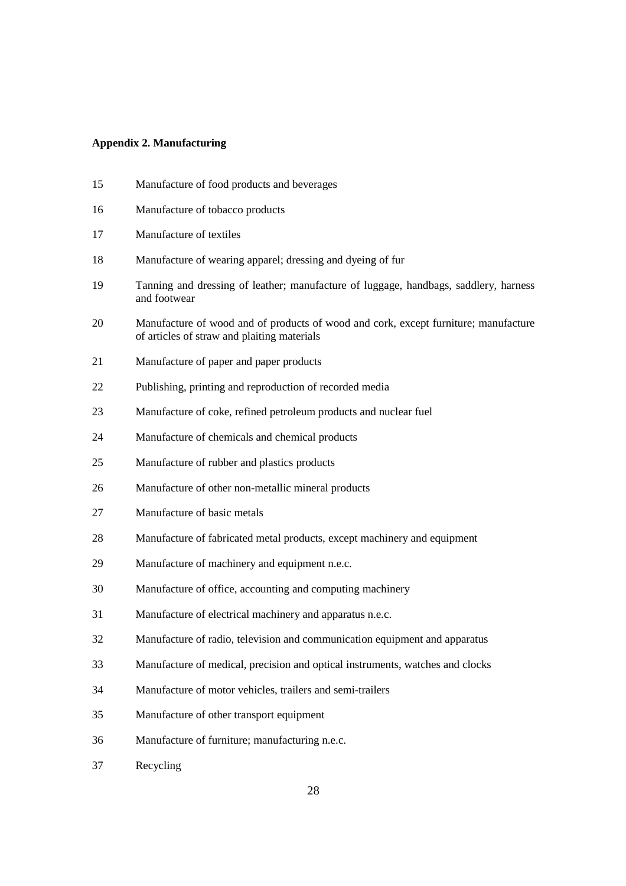**Appendix 2. Manufacturing**

| | |
|---|---|
| 15 | Manufacture of food products and beverages |
| 16 | Manufacture of tobacco products |
| 17 | Manufacture of textiles |
| 18 | Manufacture of wearing apparel; dressing and dyeing of fur |
| 19 | Tanning and dressing of leather; manufacture of luggage, handbags, saddlery, harness and footwear |
| 20 | Manufacture of wood and of products of wood and cork, except furniture; manufacture of articles of straw and plaiting materials |
| 21 | Manufacture of paper and paper products |
| 22 | Publishing, printing and reproduction of recorded media |
| 23 | Manufacture of coke, refined petroleum products and nuclear fuel |
| 24 | Manufacture of chemicals and chemical products |
| 25 | Manufacture of rubber and plastics products |
| 26 | Manufacture of other non-metallic mineral products |
| 27 | Manufacture of basic metals |
| 28 | Manufacture of fabricated metal products, except machinery and equipment |
| 29 | Manufacture of machinery and equipment n.e.c. |
| 30 | Manufacture of office, accounting and computing machinery |
| 31 | Manufacture of electrical machinery and apparatus n.e.c. |
| 32 | Manufacture of radio, television and communication equipment and apparatus |
| 33 | Manufacture of medical, precision and optical instruments, watches and clocks |
| 34 | Manufacture of motor vehicles, trailers and semi-trailers |
| 35 | Manufacture of other transport equipment |
| 36 | Manufacture of furniture; manufacturing n.e.c. |
| 37 | Recycling |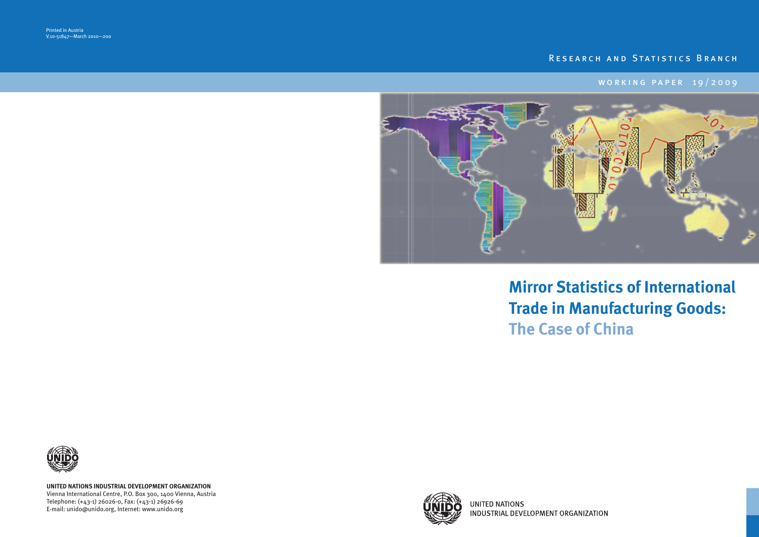Printed in Austria
V.10-51847—March 2010—200

RESEARCH AND STATISTICS BRANCH

WORKING PAPER 19/2009

# Mirror Statistics of International Trade in Manufacturing Goods: The Case of China

**UNITED NATIONS INDUSTRIAL DEVELOPMENT ORGANIZATION**
Vienna International Centre, P.O. Box 300, 1400 Vienna, Austria
Telephone: (+43-1) 26026-0, Fax: (+43-1) 26926-69
E-mail: unido@unido.org, Internet: www.unido.org

UNITED NATIONS
INDUSTRIAL DEVELOPMENT ORGANIZATION